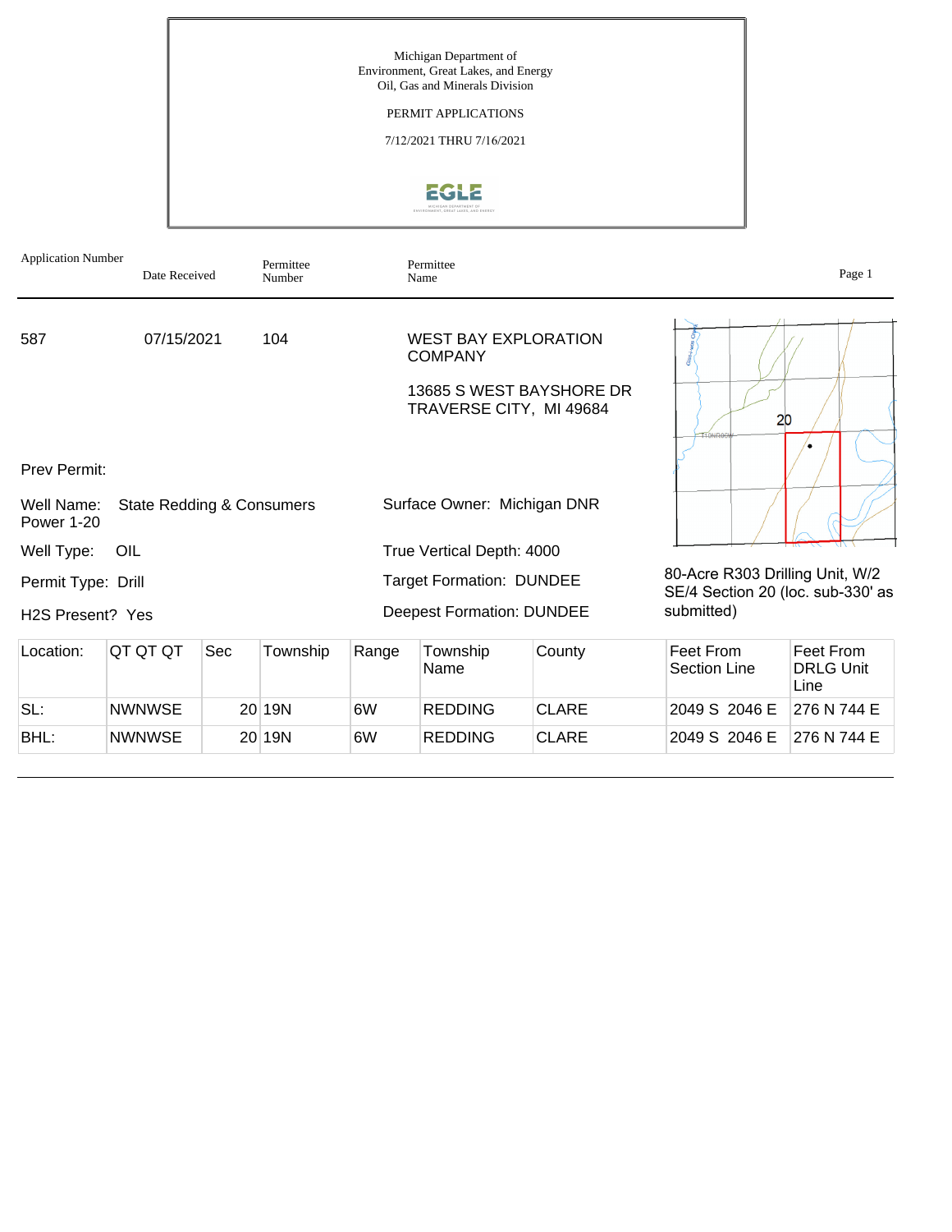Michigan Department of
Environment, Great Lakes, and Energy
Oil, Gas and Minerals Division

PERMIT APPLICATIONS

7/12/2021 THRU 7/16/2021

| Application Number | Date Received | Permittee Number | Permittee Name |
|---|---|---|---|
| 587 | 07/15/2021 | 104 | WEST BAY EXPLORATION COMPANY<br>13685 S WEST BAYSHORE DR<br>TRAVERSE CITY, MI 49684 |

Prev Permit:

Well Name: State Redding & Consumers Power 1-20

Well Type: OIL

Permit Type: Drill

H2S Present? Yes

Surface Owner: Michigan DNR

True Vertical Depth: 4000

Target Formation: DUNDEE

Deepest Formation: DUNDEE

80-Acre R303 Drilling Unit, W/2 SE/4 Section 20 (loc. sub-330' as submitted)

| Location: | QT QT QT | Sec | Township | Range | Township Name | County | Feet From Section Line | Feet From DRLG Unit Line |
|---|---|---|---|---|---|---|---|---|
| SL: | NWNWSE | 20 | 19N | 6W | REDDING | CLARE | 2049 S 2046 E | 276 N 744 E |
| BHL: | NWNWSE | 20 | 19N | 6W | REDDING | CLARE | 2049 S 2046 E | 276 N 744 E |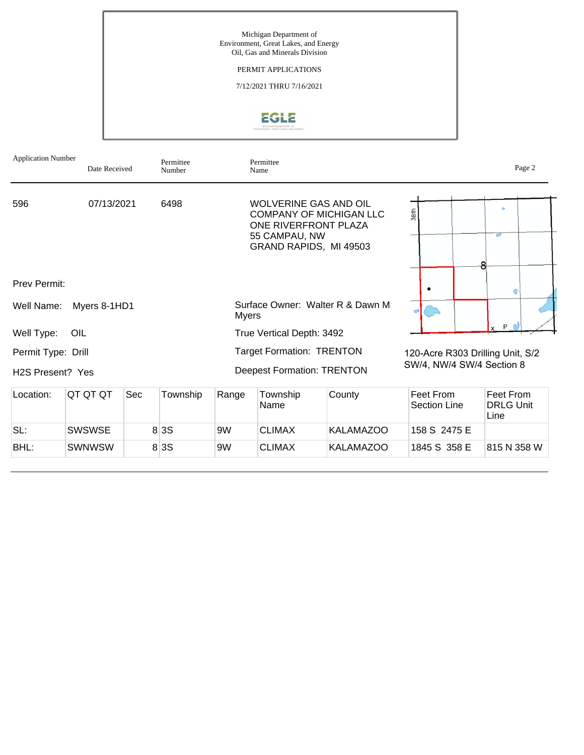Michigan Department of
Environment, Great Lakes, and Energy
Oil, Gas and Minerals Division

PERMIT APPLICATIONS

7/12/2021 THRU 7/16/2021

| Application Number | Date Received | Permittee Number | Permittee Name |
|---|---|---|---|
| 596 | 07/13/2021 | 6498 | WOLVERINE GAS AND OIL COMPANY OF MICHIGAN LLC<br>ONE RIVERFRONT PLAZA<br>55 CAMPAU, NW<br>GRAND RAPIDS, MI 49503 |

Prev Permit:

Well Name: Myers 8-1HD1

Well Type: OIL

Permit Type: Drill

H2S Present? Yes

Surface Owner: Walter R & Dawn M Myers

True Vertical Depth: 3492

Target Formation: TRENTON

Deepest Formation: TRENTON

120-Acre R303 Drilling Unit, S/2 SW/4, NW/4 SW/4 Section 8

| Location: | QT QT QT | Sec | Township | Range | Township Name | County | Feet From Section Line | Feet From DRLG Unit Line |
|---|---|---|---|---|---|---|---|---|
| SL: | SWSWSE | 8 | 3S | 9W | CLIMAX | KALAMAZOO | 158 S 2475 E | |
| BHL: | SWNWSW | 8 | 3S | 9W | CLIMAX | KALAMAZOO | 1845 S 358 E | 815 N 358 W |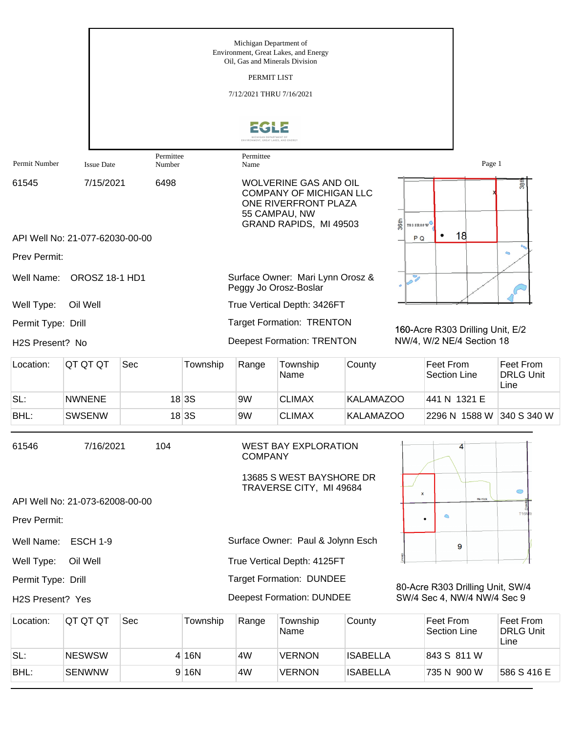Michigan Department of
Environment, Great Lakes, and Energy
Oil, Gas and Minerals Division

PERMIT LIST

7/12/2021 THRU 7/16/2021

| Permit Number | Issue Date | Permittee Number | Permittee Name |
|---|---|---|---|

61545 7/15/2021 6498

WOLVERINE GAS AND OIL COMPANY OF MICHIGAN LLC
ONE RIVERFRONT PLAZA
55 CAMPAU, NW
GRAND RAPIDS, MI 49503

API Well No: 21-077-62030-00-00

Prev Permit:

Well Name: OROSZ 18-1 HD1

Surface Owner: Mari Lynn Orosz & Peggy Jo Orosz-Boslar

Well Type: Oil Well

True Vertical Depth: 3426FT

Permit Type: Drill

Target Formation: TRENTON

H2S Present? No

Deepest Formation: TRENTON

160-Acre R303 Drilling Unit, E/2 NW/4, W/2 NE/4 Section 18

| Location: | QT QT QT | Sec | Township | Range | Township Name | County | Feet From Section Line | Feet From DRLG Unit Line |
|---|---|---|---|---|---|---|---|---|
| SL: | NWNENE | 18 | 3S | 9W | CLIMAX | KALAMAZOO | 441 N 1321 E | |
| BHL: | SWSENW | 18 | 3S | 9W | CLIMAX | KALAMAZOO | 2296 N 1588 W | 340 S 340 W |

---

61546 7/16/2021 104

WEST BAY EXPLORATION COMPANY

13685 S WEST BAYSHORE DR
TRAVERSE CITY, MI 49684

API Well No: 21-073-62008-00-00

Prev Permit:

Well Name: ESCH 1-9

Surface Owner: Paul & Jolynn Esch

Well Type: Oil Well

True Vertical Depth: 4125FT

Permit Type: Drill

Target Formation: DUNDEE

H2S Present? Yes

Deepest Formation: DUNDEE

80-Acre R303 Drilling Unit, SW/4 SW/4 Sec 4, NW/4 NW/4 Sec 9

| Location: | QT QT QT | Sec | Township | Range | Township Name | County | Feet From Section Line | Feet From DRLG Unit Line |
|---|---|---|---|---|---|---|---|---|
| SL: | NESWSW | 4 | 16N | 4W | VERNON | ISABELLA | 843 S 811 W | |
| BHL: | SENWNW | 9 | 16N | 4W | VERNON | ISABELLA | 735 N 900 W | 586 S 416 E |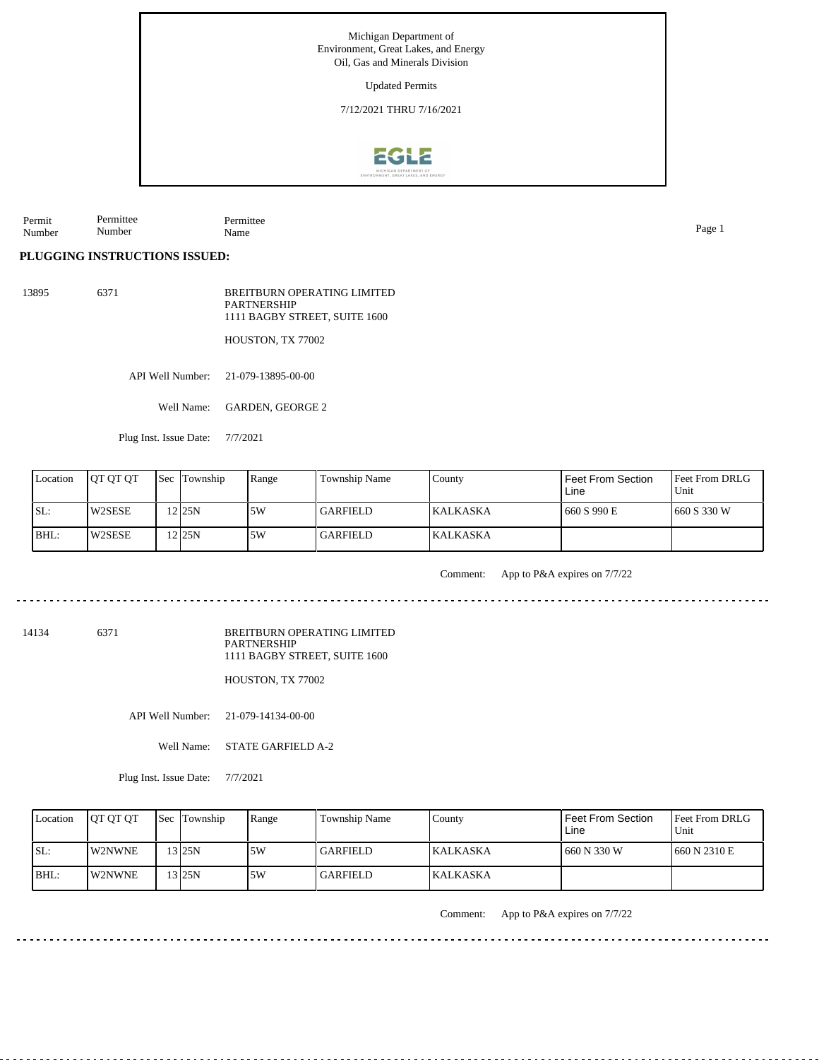Michigan Department of
Environment, Great Lakes, and Energy
Oil, Gas and Minerals Division

Updated Permits

7/12/2021 THRU 7/16/2021

| Permit Number | Permittee Number | Permittee Name |
|---|---|---|

**PLUGGING INSTRUCTIONS ISSUED:**

13895 6371 BREITBURN OPERATING LIMITED PARTNERSHIP
1111 BAGBY STREET, SUITE 1600

HOUSTON, TX 77002

API Well Number: 21-079-13895-00-00

Well Name: GARDEN, GEORGE 2

Plug Inst. Issue Date: 7/7/2021

| Location | QT QT QT | Sec | Township | Range | Township Name | County | Feet From Section Line | Feet From DRLG Unit |
|---|---|---|---|---|---|---|---|---|
| SL: | W2SESE | 12 | 25N | 5W | GARFIELD | KALKASKA | 660 S 990 E | 660 S 330 W |
| BHL: | W2SESE | 12 | 25N | 5W | GARFIELD | KALKASKA | | |

Comment: App to P&A expires on 7/7/22

---

14134 6371 BREITBURN OPERATING LIMITED PARTNERSHIP
1111 BAGBY STREET, SUITE 1600

HOUSTON, TX 77002

API Well Number: 21-079-14134-00-00

Well Name: STATE GARFIELD A-2

Plug Inst. Issue Date: 7/7/2021

| Location | QT QT QT | Sec | Township | Range | Township Name | County | Feet From Section Line | Feet From DRLG Unit |
|---|---|---|---|---|---|---|---|---|
| SL: | W2NWNE | 13 | 25N | 5W | GARFIELD | KALKASKA | 660 N 330 W | 660 N 2310 E |
| BHL: | W2NWNE | 13 | 25N | 5W | GARFIELD | KALKASKA | | |

Comment: App to P&A expires on 7/7/22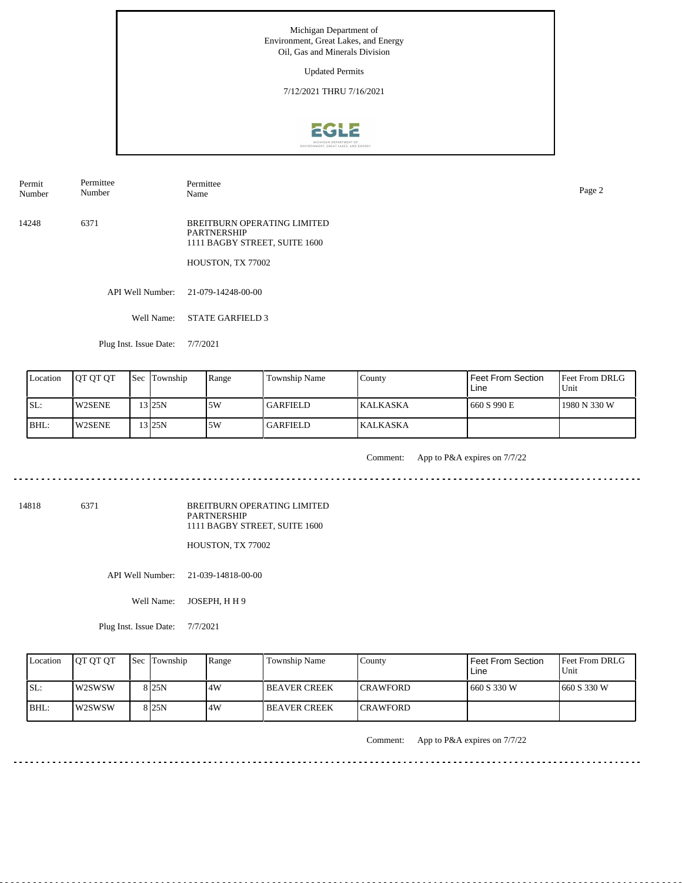Michigan Department of Environment, Great Lakes, and Energy
Oil, Gas and Minerals Division

Updated Permits

7/12/2021 THRU 7/16/2021

| Permit Number | Permittee Number | Permittee Name |
|---|---|---|
| 14248 | 6371 | BREITBURN OPERATING LIMITED PARTNERSHIP<br>1111 BAGBY STREET, SUITE 1600<br>HOUSTON, TX 77002 |

API Well Number: 21-079-14248-00-00

Well Name: STATE GARFIELD 3

Plug Inst. Issue Date: 7/7/2021

| Location | QT QT QT | Sec | Township | Range | Township Name | County | Feet From Section Line | Feet From DRLG Unit |
|---|---|---|---|---|---|---|---|---|
| SL: | W2SENE | 13 | 25N | 5W | GARFIELD | KALKASKA | 660 S 990 E | 1980 N 330 W |
| BHL: | W2SENE | 13 | 25N | 5W | GARFIELD | KALKASKA | | |

Comment: App to P&A expires on 7/7/22

---

| Permit Number | Permittee Number | Permittee Name |
|---|---|---|
| 14818 | 6371 | BREITBURN OPERATING LIMITED PARTNERSHIP<br>1111 BAGBY STREET, SUITE 1600<br>HOUSTON, TX 77002 |

API Well Number: 21-039-14818-00-00

Well Name: JOSEPH, H H 9

Plug Inst. Issue Date: 7/7/2021

| Location | QT QT QT | Sec | Township | Range | Township Name | County | Feet From Section Line | Feet From DRLG Unit |
|---|---|---|---|---|---|---|---|---|
| SL: | W2SWSW | 8 | 25N | 4W | BEAVER CREEK | CRAWFORD | 660 S 330 W | 660 S 330 W |
| BHL: | W2SWSW | 8 | 25N | 4W | BEAVER CREEK | CRAWFORD | | |

Comment: App to P&A expires on 7/7/22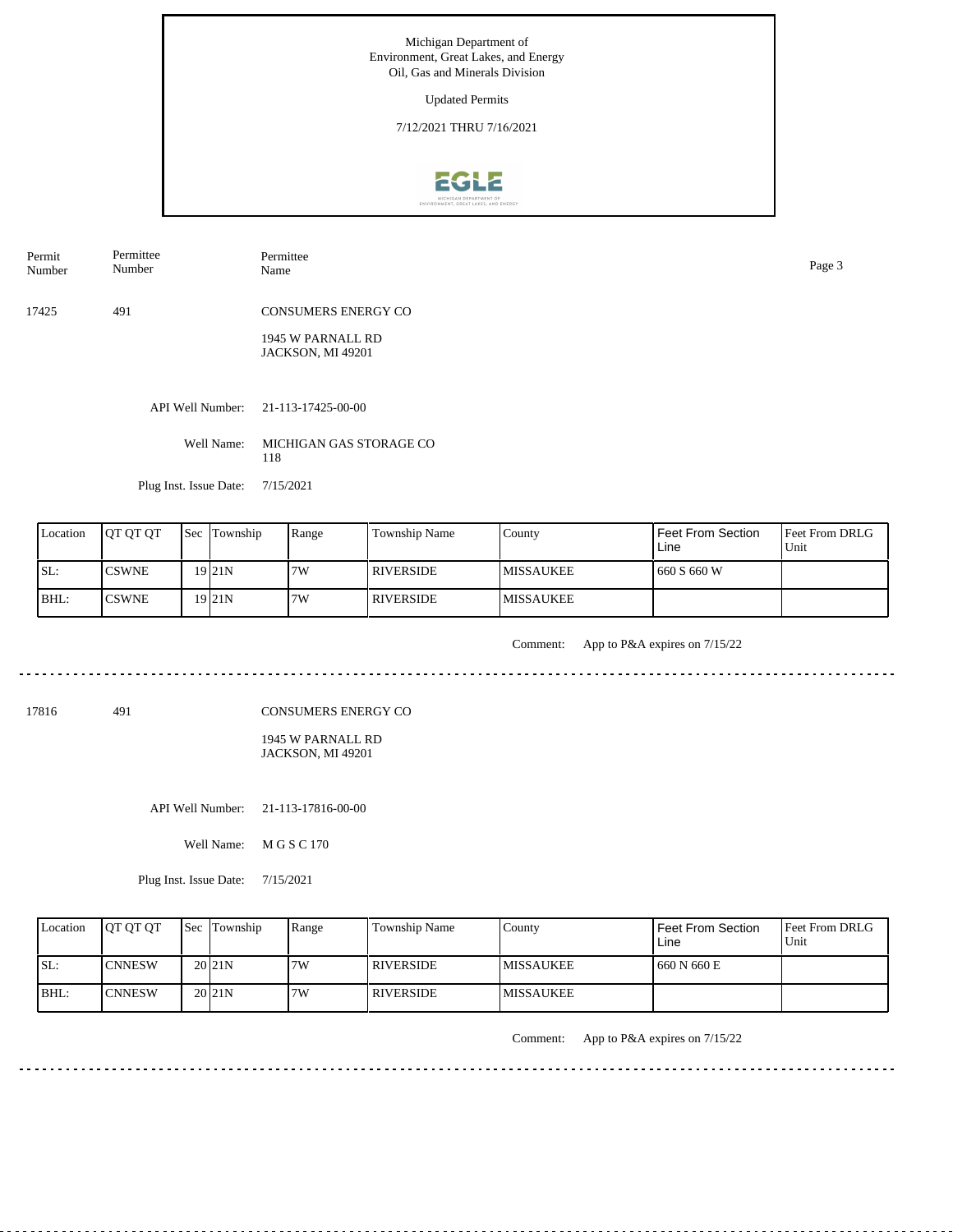Michigan Department of Environment, Great Lakes, and Energy
Oil, Gas and Minerals Division

Updated Permits

7/12/2021 THRU 7/16/2021

| Permit Number | Permittee Number | Permittee Name |
|---|---|---|
| 17425 | 491 | CONSUMERS ENERGY CO<br>1945 W PARNALL RD<br>JACKSON, MI 49201 |

API Well Number: 21-113-17425-00-00

Well Name: MICHIGAN GAS STORAGE CO 118

Plug Inst. Issue Date: 7/15/2021

| Location | QT QT QT | Sec | Township | Range | Township Name | County | Feet From Section Line | Feet From DRLG Unit |
|---|---|---|---|---|---|---|---|---|
| SL: | CSWNE | 19 | 21N | 7W | RIVERSIDE | MISSAUKEE | 660 S 660 W | |
| BHL: | CSWNE | 19 | 21N | 7W | RIVERSIDE | MISSAUKEE | | |

Comment: App to P&A expires on 7/15/22

---

| Permit Number | Permittee Number | Permittee Name |
|---|---|---|
| 17816 | 491 | CONSUMERS ENERGY CO<br>1945 W PARNALL RD<br>JACKSON, MI 49201 |

API Well Number: 21-113-17816-00-00

Well Name: M G S C 170

Plug Inst. Issue Date: 7/15/2021

| Location | QT QT QT | Sec | Township | Range | Township Name | County | Feet From Section Line | Feet From DRLG Unit |
|---|---|---|---|---|---|---|---|---|
| SL: | CNNESW | 20 | 21N | 7W | RIVERSIDE | MISSAUKEE | 660 N 660 E | |
| BHL: | CNNESW | 20 | 21N | 7W | RIVERSIDE | MISSAUKEE | | |

Comment: App to P&A expires on 7/15/22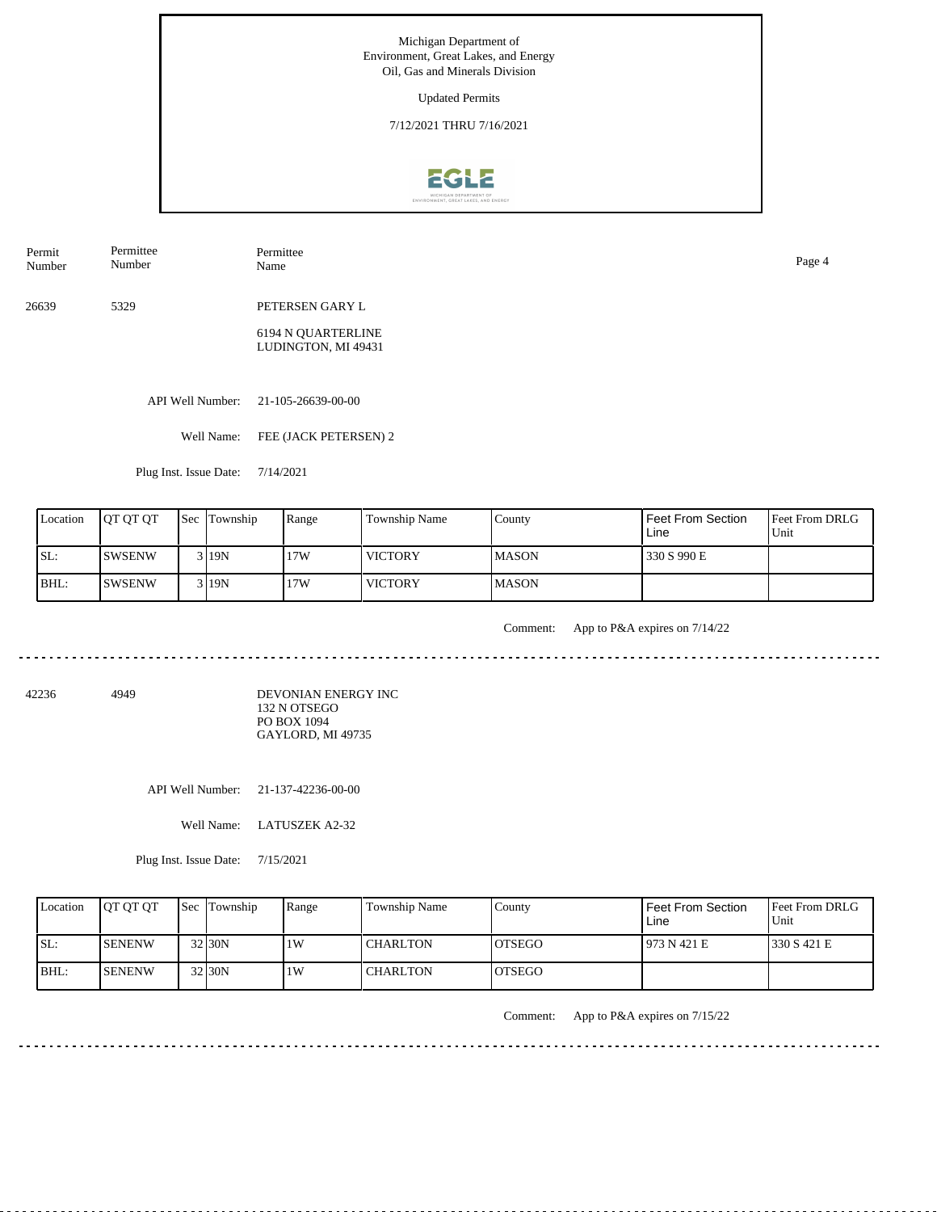Michigan Department of Environment, Great Lakes, and Energy
Oil, Gas and Minerals Division

Updated Permits

7/12/2021 THRU 7/16/2021

| Permit Number | Permittee Number | Permittee Name |
|---|---|---|
| 26639 | 5329 | PETERSEN GARY L<br>6194 N QUARTERLINE<br>LUDINGTON, MI 49431 |

API Well Number: 21-105-26639-00-00

Well Name: FEE (JACK PETERSEN) 2

Plug Inst. Issue Date: 7/14/2021

| Location | QT QT QT | Sec | Township | Range | Township Name | County | Feet From Section Line | Feet From DRLG Unit |
|---|---|---|---|---|---|---|---|---|
| SL: | SWSENW | 3 | 19N | 17W | VICTORY | MASON | 330 S 990 E | |
| BHL: | SWSENW | 3 | 19N | 17W | VICTORY | MASON | | |

Comment: App to P&A expires on 7/14/22

---

| Permit Number | Permittee Number | Permittee Name |
|---|---|---|
| 42236 | 4949 | DEVONIAN ENERGY INC<br>132 N OTSEGO<br>PO BOX 1094<br>GAYLORD, MI 49735 |

API Well Number: 21-137-42236-00-00

Well Name: LATUSZEK A2-32

Plug Inst. Issue Date: 7/15/2021

| Location | QT QT QT | Sec | Township | Range | Township Name | County | Feet From Section Line | Feet From DRLG Unit |
|---|---|---|---|---|---|---|---|---|
| SL: | SENENW | 32 | 30N | 1W | CHARLTON | OTSEGO | 973 N 421 E | 330 S 421 E |
| BHL: | SENENW | 32 | 30N | 1W | CHARLTON | OTSEGO | | |

Comment: App to P&A expires on 7/15/22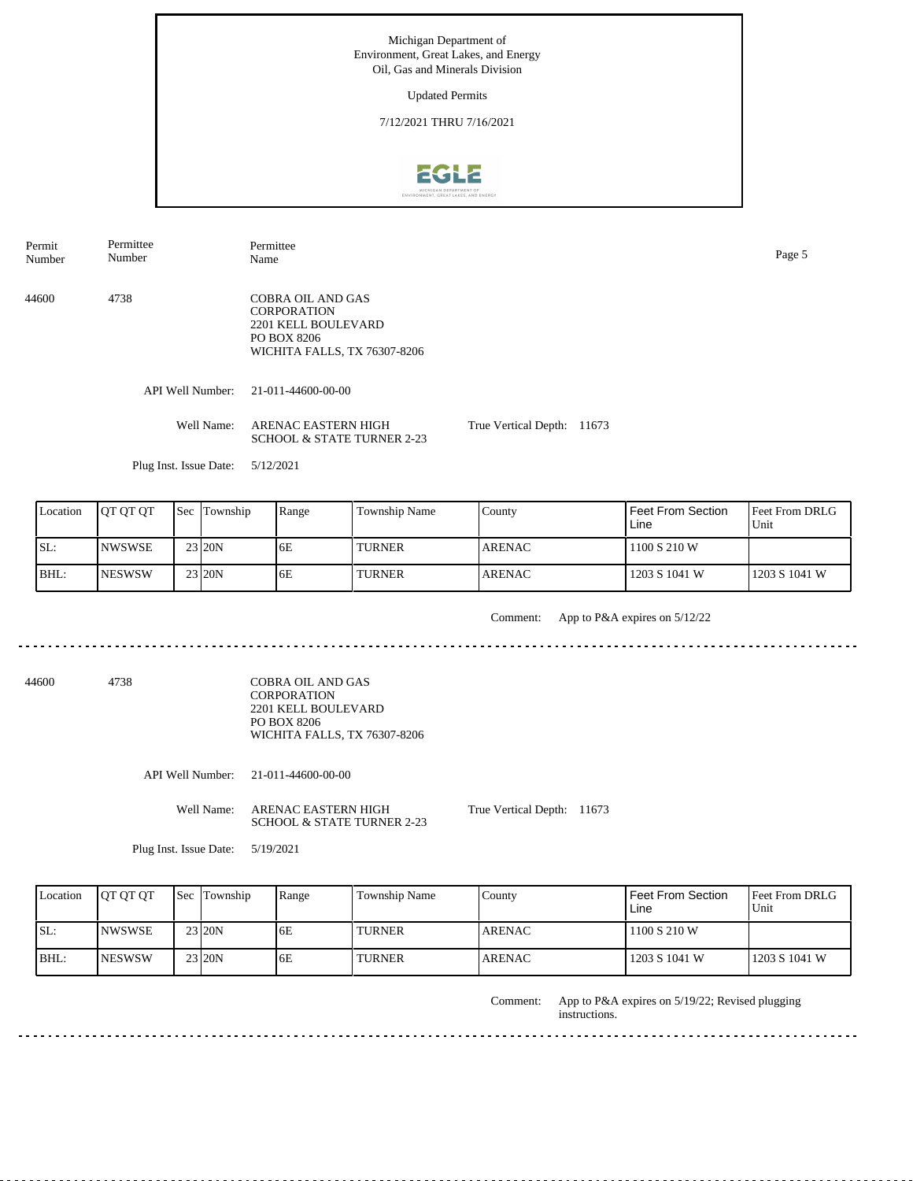Michigan Department of Environment, Great Lakes, and Energy
Oil, Gas and Minerals Division

Updated Permits

7/12/2021 THRU 7/16/2021

| Permit Number | Permittee Number | Permittee Name |
|---|---|---|
| 44600 | 4738 | COBRA OIL AND GAS CORPORATION<br>2201 KELL BOULEVARD<br>PO BOX 8206<br>WICHITA FALLS, TX 76307-8206 |

API Well Number: 21-011-44600-00-00

Well Name: ARENAC EASTERN HIGH SCHOOL & STATE TURNER 2-23

True Vertical Depth: 11673

Plug Inst. Issue Date: 5/12/2021

| Location | QT QT QT | Sec | Township | Range | Township Name | County | Feet From Section Line | Feet From DRLG Unit |
|---|---|---|---|---|---|---|---|---|
| SL: | NWSWSE | 23 | 20N | 6E | TURNER | ARENAC | 1100 S 210 W | |
| BHL: | NESWSW | 23 | 20N | 6E | TURNER | ARENAC | 1203 S 1041 W | 1203 S 1041 W |

Comment: App to P&A expires on 5/12/22

---

| Permit Number | Permittee Number | Permittee Name |
|---|---|---|
| 44600 | 4738 | COBRA OIL AND GAS CORPORATION<br>2201 KELL BOULEVARD<br>PO BOX 8206<br>WICHITA FALLS, TX 76307-8206 |

API Well Number: 21-011-44600-00-00

Well Name: ARENAC EASTERN HIGH SCHOOL & STATE TURNER 2-23

True Vertical Depth: 11673

Plug Inst. Issue Date: 5/19/2021

| Location | QT QT QT | Sec | Township | Range | Township Name | County | Feet From Section Line | Feet From DRLG Unit |
|---|---|---|---|---|---|---|---|---|
| SL: | NWSWSE | 23 | 20N | 6E | TURNER | ARENAC | 1100 S 210 W | |
| BHL: | NESWSW | 23 | 20N | 6E | TURNER | ARENAC | 1203 S 1041 W | 1203 S 1041 W |

Comment: App to P&A expires on 5/19/22; Revised plugging instructions.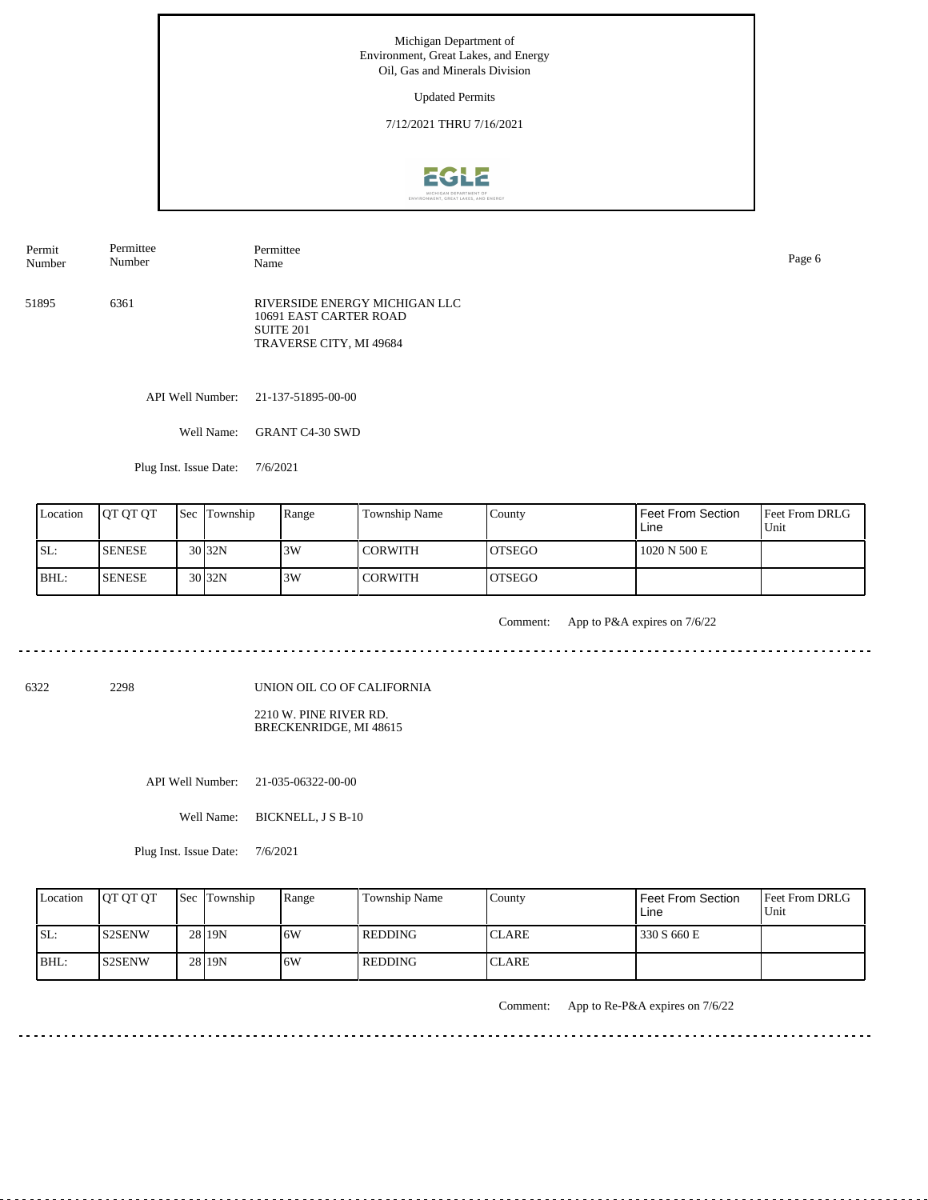Michigan Department of
Environment, Great Lakes, and Energy
Oil, Gas and Minerals Division

Updated Permits

7/12/2021 THRU 7/16/2021

| Permit Number | Permittee Number | Permittee Name |
|---|---|---|
| 51895 | 6361 | RIVERSIDE ENERGY MICHIGAN LLC<br>10691 EAST CARTER ROAD<br>SUITE 201<br>TRAVERSE CITY, MI 49684 |

API Well Number: 21-137-51895-00-00

Well Name: GRANT C4-30 SWD

Plug Inst. Issue Date: 7/6/2021

| Location | QT QT QT | Sec | Township | Range | Township Name | County | Feet From Section Line | Feet From DRLG Unit |
|---|---|---|---|---|---|---|---|---|
| SL: | SENESE | 30 | 32N | 3W | CORWITH | OTSEGO | 1020 N 500 E | |
| BHL: | SENESE | 30 | 32N | 3W | CORWITH | OTSEGO | | |

Comment: App to P&A expires on 7/6/22

---

| Permit Number | Permittee Number | Permittee Name |
|---|---|---|
| 6322 | 2298 | UNION OIL CO OF CALIFORNIA<br>2210 W. PINE RIVER RD.<br>BRECKENRIDGE, MI 48615 |

API Well Number: 21-035-06322-00-00

Well Name: BICKNELL, J S B-10

Plug Inst. Issue Date: 7/6/2021

| Location | QT QT QT | Sec | Township | Range | Township Name | County | Feet From Section Line | Feet From DRLG Unit |
|---|---|---|---|---|---|---|---|---|
| SL: | S2SENW | 28 | 19N | 6W | REDDING | CLARE | 330 S 660 E | |
| BHL: | S2SENW | 28 | 19N | 6W | REDDING | CLARE | | |

Comment: App to Re-P&A expires on 7/6/22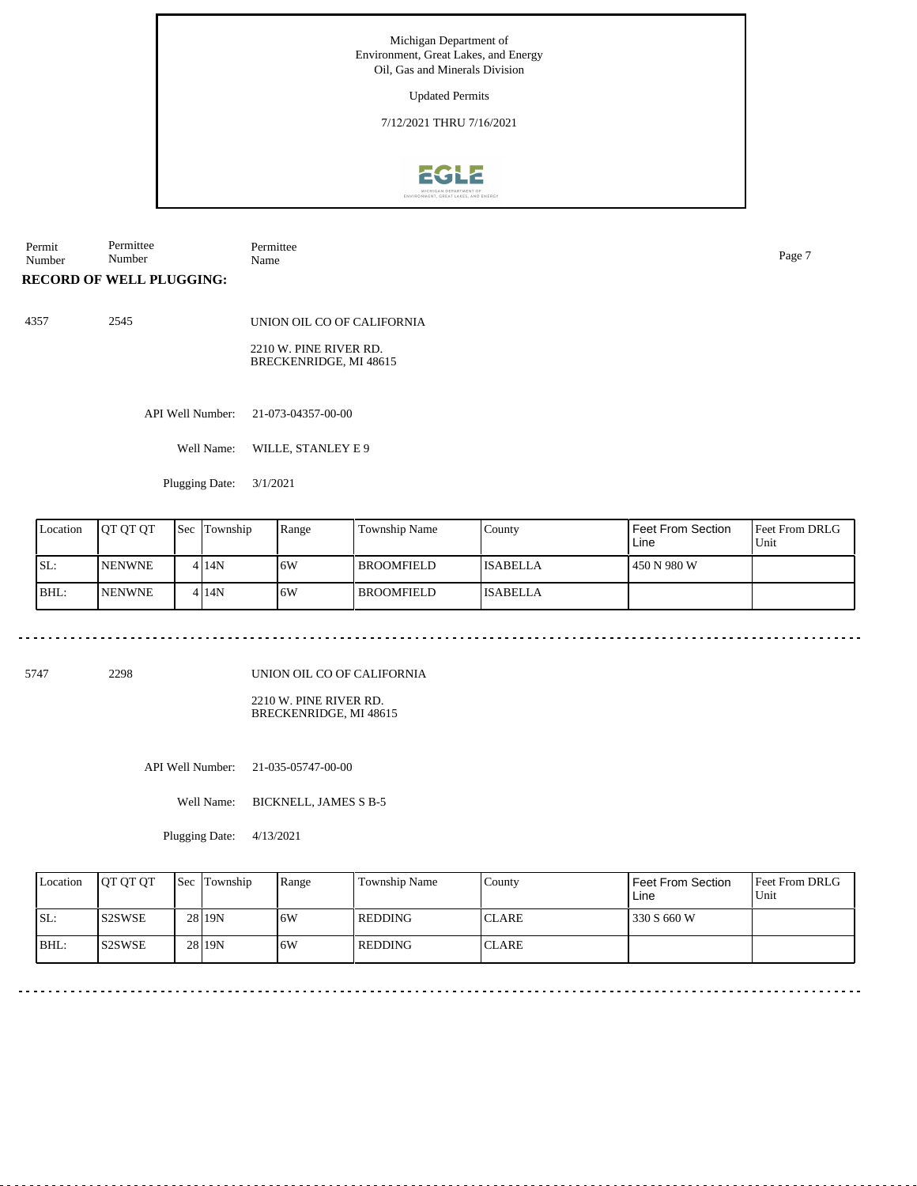Michigan Department of
Environment, Great Lakes, and Energy
Oil, Gas and Minerals Division

Updated Permits

7/12/2021 THRU 7/16/2021

| Permit Number | Permittee Number | Permittee Name |
|---|---|---|

**RECORD OF WELL PLUGGING:**

4357 2545 UNION OIL CO OF CALIFORNIA

2210 W. PINE RIVER RD.
BRECKENRIDGE, MI 48615

API Well Number: 21-073-04357-00-00

Well Name: WILLE, STANLEY E 9

Plugging Date: 3/1/2021

| Location | QT QT QT | Sec | Township | Range | Township Name | County | Feet From Section Line | Feet From DRLG Unit |
|---|---|---|---|---|---|---|---|---|
| SL: | NENWNE | 4 | 14N | 6W | BROOMFIELD | ISABELLA | 450 N 980 W | |
| BHL: | NENWNE | 4 | 14N | 6W | BROOMFIELD | ISABELLA | | |

5747 2298 UNION OIL CO OF CALIFORNIA

2210 W. PINE RIVER RD.
BRECKENRIDGE, MI 48615

API Well Number: 21-035-05747-00-00

Well Name: BICKNELL, JAMES S B-5

Plugging Date: 4/13/2021

| Location | QT QT QT | Sec | Township | Range | Township Name | County | Feet From Section Line | Feet From DRLG Unit |
|---|---|---|---|---|---|---|---|---|
| SL: | S2SWSE | 28 | 19N | 6W | REDDING | CLARE | 330 S 660 W | |
| BHL: | S2SWSE | 28 | 19N | 6W | REDDING | CLARE | | |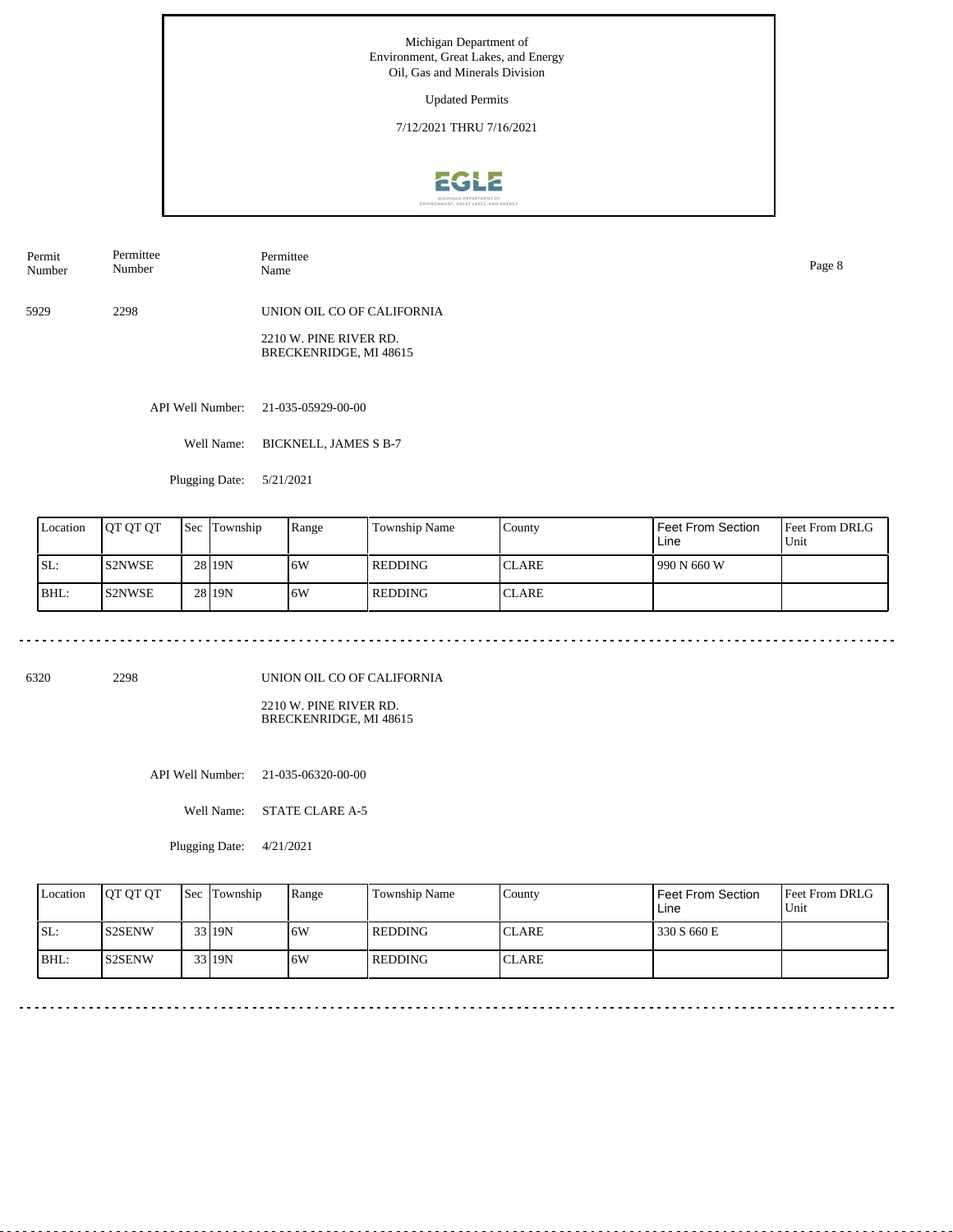Michigan Department of
Environment, Great Lakes, and Energy
Oil, Gas and Minerals Division

Updated Permits

7/12/2021 THRU 7/16/2021

| Permit Number | Permittee Number | Permittee Name |
|---|---|---|
| 5929 | 2298 | UNION OIL CO OF CALIFORNIA<br>2210 W. PINE RIVER RD.<br>BRECKENRIDGE, MI 48615 |

API Well Number: 21-035-05929-00-00

Well Name: BICKNELL, JAMES S B-7

Plugging Date: 5/21/2021

| Location | QT QT QT | Sec | Township | Range | Township Name | County | Feet From Section Line | Feet From DRLG Unit |
|---|---|---|---|---|---|---|---|---|
| SL: | S2NWSE | 28 | 19N | 6W | REDDING | CLARE | 990 N 660 W | |
| BHL: | S2NWSE | 28 | 19N | 6W | REDDING | CLARE | | |

---

| Permit Number | Permittee Number | Permittee Name |
|---|---|---|
| 6320 | 2298 | UNION OIL CO OF CALIFORNIA<br>2210 W. PINE RIVER RD.<br>BRECKENRIDGE, MI 48615 |

API Well Number: 21-035-06320-00-00

Well Name: STATE CLARE A-5

Plugging Date: 4/21/2021

| Location | QT QT QT | Sec | Township | Range | Township Name | County | Feet From Section Line | Feet From DRLG Unit |
|---|---|---|---|---|---|---|---|---|
| SL: | S2SENW | 33 | 19N | 6W | REDDING | CLARE | 330 S 660 E | |
| BHL: | S2SENW | 33 | 19N | 6W | REDDING | CLARE | | |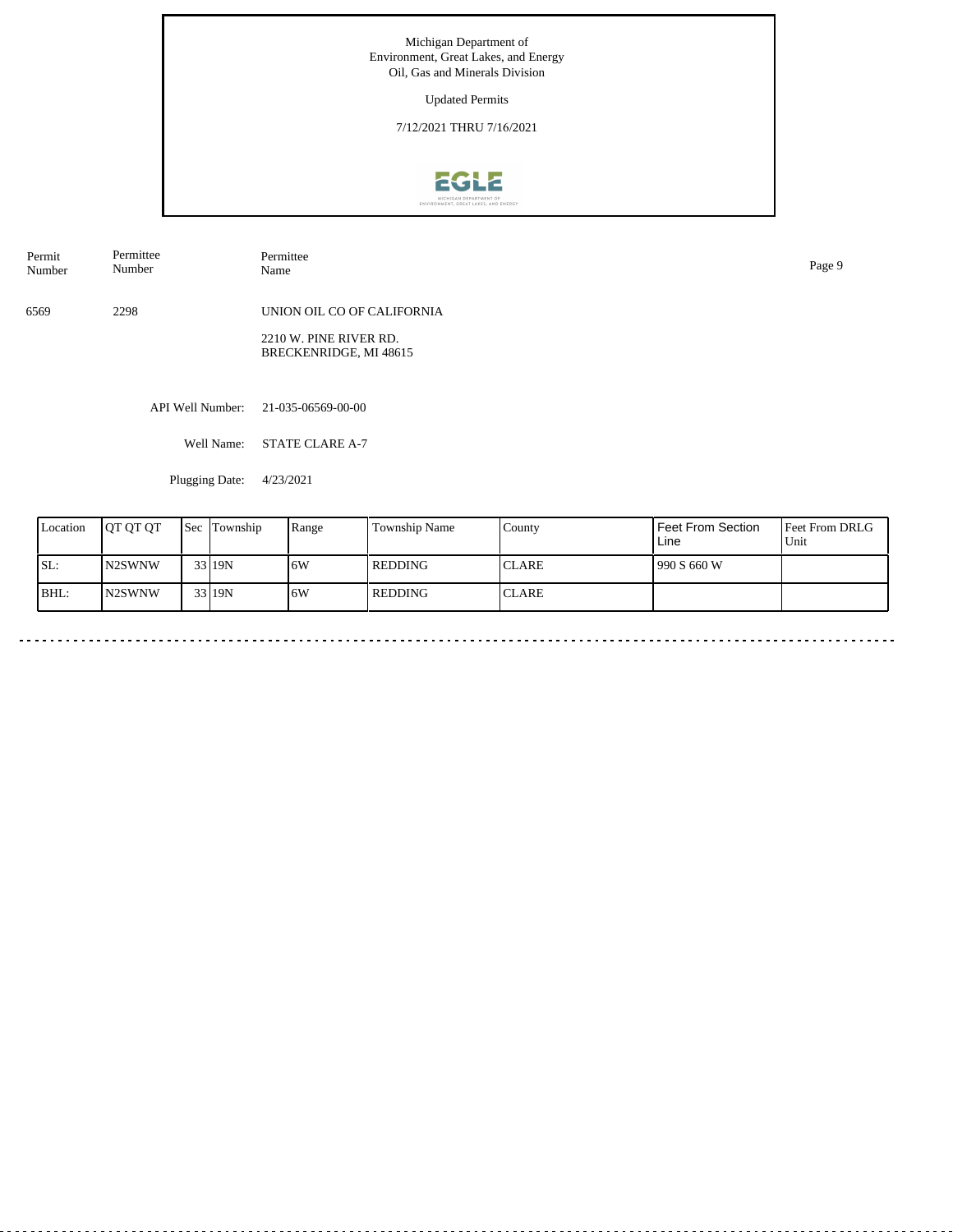Michigan Department of
Environment, Great Lakes, and Energy
Oil, Gas and Minerals Division

Updated Permits

7/12/2021 THRU 7/16/2021

| Permit Number | Permittee Number | Permittee Name |
|---|---|---|
| 6569 | 2298 | UNION OIL CO OF CALIFORNIA<br>2210 W. PINE RIVER RD.<br>BRECKENRIDGE, MI 48615 |

API Well Number: 21-035-06569-00-00

Well Name: STATE CLARE A-7

Plugging Date: 4/23/2021

| Location | QT QT QT | Sec | Township | Range | Township Name | County | Feet From Section Line | Feet From DRLG Unit |
|---|---|---|---|---|---|---|---|---|
| SL: | N2SWNW | 33 | 19N | 6W | REDDING | CLARE | 990 S 660 W | |
| BHL: | N2SWNW | 33 | 19N | 6W | REDDING | CLARE | | |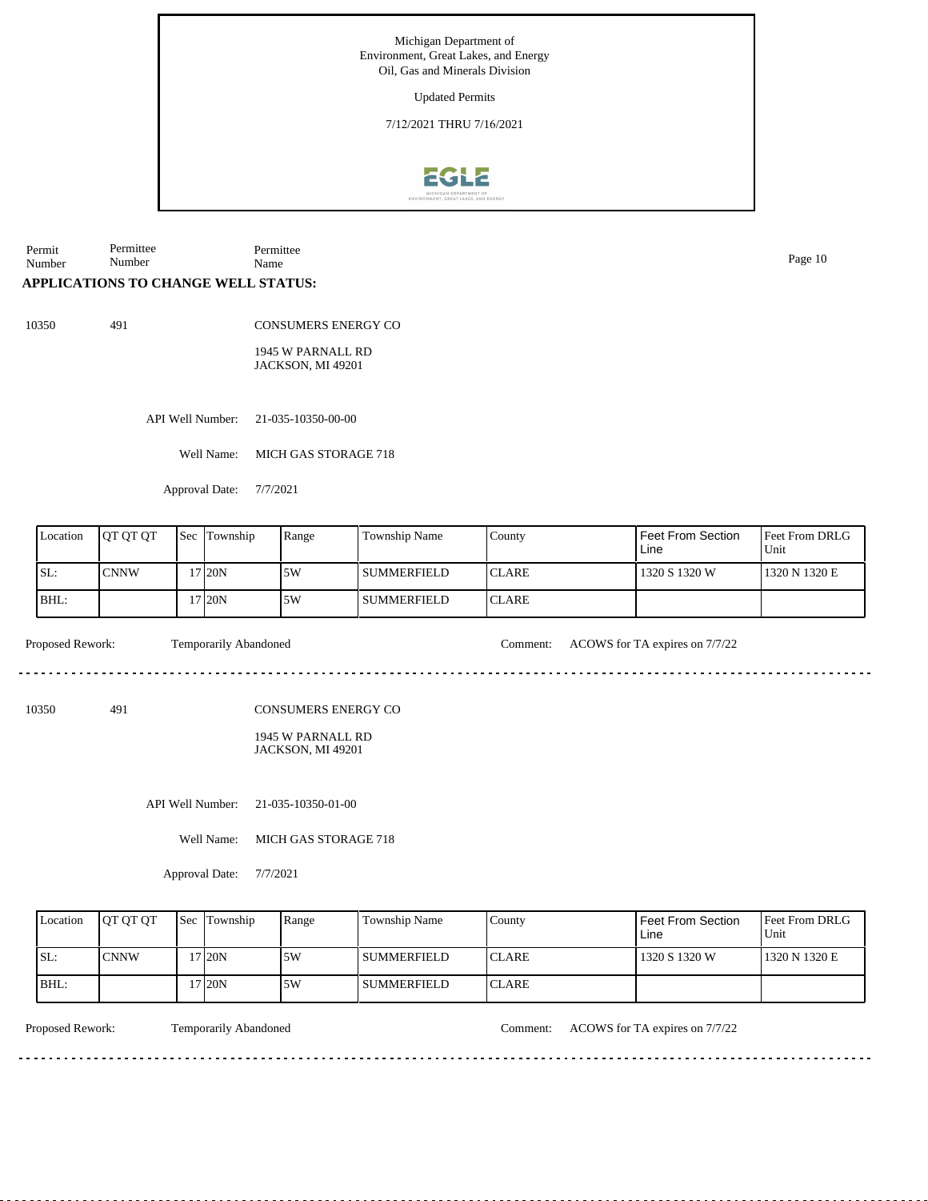Michigan Department of
Environment, Great Lakes, and Energy
Oil, Gas and Minerals Division

Updated Permits

7/12/2021 THRU 7/16/2021

Permit Number | Permittee Number | Permittee Name

**APPLICATIONS TO CHANGE WELL STATUS:**

10350 491 CONSUMERS ENERGY CO

1945 W PARNALL RD
JACKSON, MI 49201

API Well Number: 21-035-10350-00-00

Well Name: MICH GAS STORAGE 718

Approval Date: 7/7/2021

| Location | QT QT QT | Sec | Township | Range | Township Name | County | Feet From Section Line | Feet From DRLG Unit |
|---|---|---|---|---|---|---|---|---|
| SL: | CNNW | 17 | 20N | 5W | SUMMERFIELD | CLARE | 1320 S 1320 W | 1320 N 1320 E |
| BHL: | | 17 | 20N | 5W | SUMMERFIELD | CLARE | | |

Proposed Rework: Temporarily Abandoned Comment: ACOWS for TA expires on 7/7/22

---

10350 491 CONSUMERS ENERGY CO

1945 W PARNALL RD
JACKSON, MI 49201

API Well Number: 21-035-10350-01-00

Well Name: MICH GAS STORAGE 718

Approval Date: 7/7/2021

| Location | QT QT QT | Sec | Township | Range | Township Name | County | Feet From Section Line | Feet From DRLG Unit |
|---|---|---|---|---|---|---|---|---|
| SL: | CNNW | 17 | 20N | 5W | SUMMERFIELD | CLARE | 1320 S 1320 W | 1320 N 1320 E |
| BHL: | | 17 | 20N | 5W | SUMMERFIELD | CLARE | | |

Proposed Rework: Temporarily Abandoned Comment: ACOWS for TA expires on 7/7/22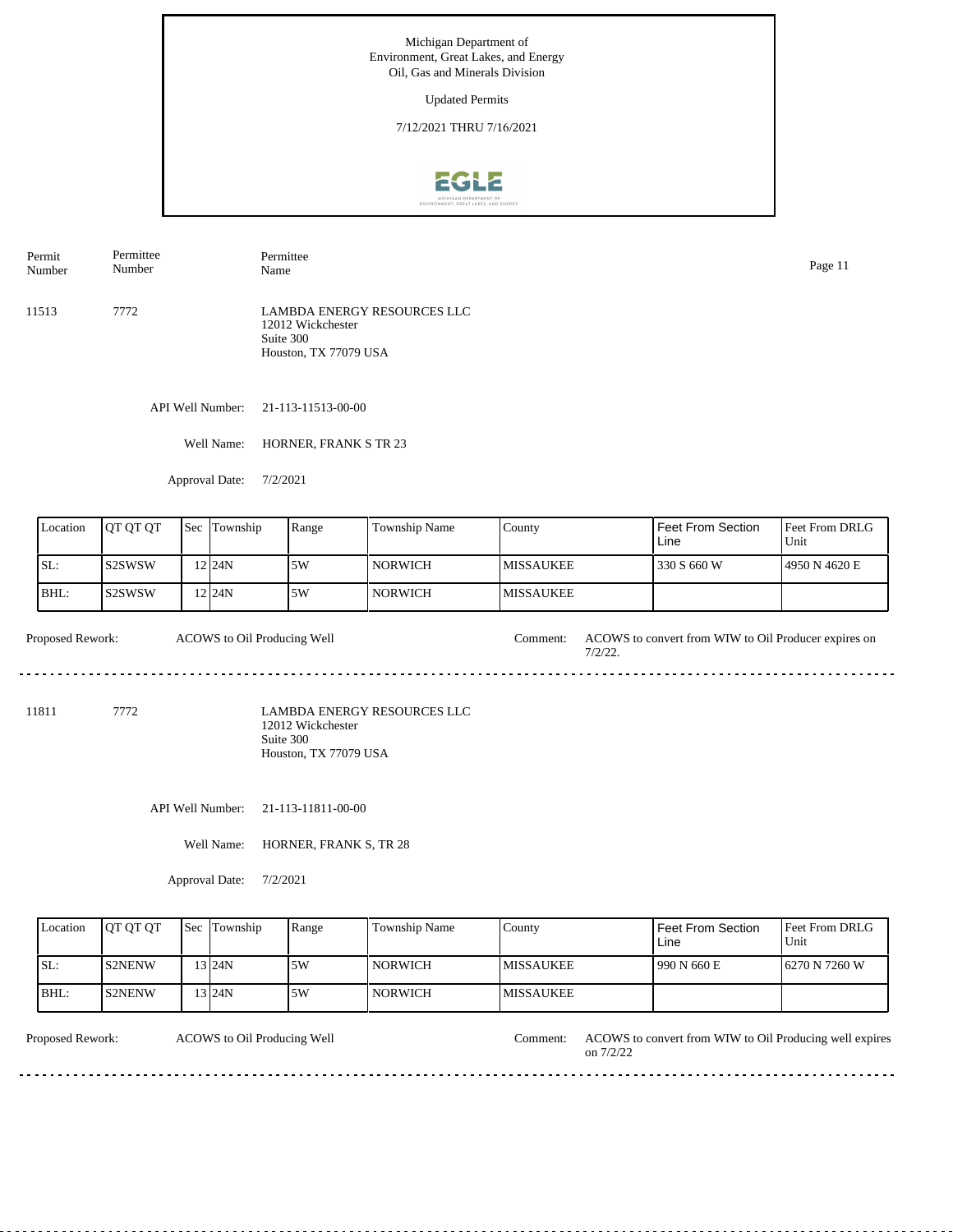Michigan Department of
Environment, Great Lakes, and Energy
Oil, Gas and Minerals Division

Updated Permits

7/12/2021 THRU 7/16/2021

| Permit Number | Permittee Number | Permittee Name |
|---|---|---|
| 11513 | 7772 | LAMBDA ENERGY RESOURCES LLC<br>12012 Wickchester<br>Suite 300<br>Houston, TX 77079 USA |

API Well Number: 21-113-11513-00-00

Well Name: HORNER, FRANK S TR 23

Approval Date: 7/2/2021

| Location | QT QT QT | Sec | Township | Range | Township Name | County | Feet From Section Line | Feet From DRLG Unit |
|---|---|---|---|---|---|---|---|---|
| SL: | S2SWSW | 12 | 24N | 5W | NORWICH | MISSAUKEE | 330 S 660 W | 4950 N 4620 E |
| BHL: | S2SWSW | 12 | 24N | 5W | NORWICH | MISSAUKEE | | |

Proposed Rework: ACOWS to Oil Producing Well

Comment: ACOWS to convert from WIW to Oil Producer expires on 7/2/22.

---

| Permit Number | Permittee Number | Permittee Name |
|---|---|---|
| 11811 | 7772 | LAMBDA ENERGY RESOURCES LLC<br>12012 Wickchester<br>Suite 300<br>Houston, TX 77079 USA |

API Well Number: 21-113-11811-00-00

Well Name: HORNER, FRANK S, TR 28

Approval Date: 7/2/2021

| Location | QT QT QT | Sec | Township | Range | Township Name | County | Feet From Section Line | Feet From DRLG Unit |
|---|---|---|---|---|---|---|---|---|
| SL: | S2NENW | 13 | 24N | 5W | NORWICH | MISSAUKEE | 990 N 660 E | 6270 N 7260 W |
| BHL: | S2NENW | 13 | 24N | 5W | NORWICH | MISSAUKEE | | |

Proposed Rework: ACOWS to Oil Producing Well

Comment: ACOWS to convert from WIW to Oil Producing well expires on 7/2/22

---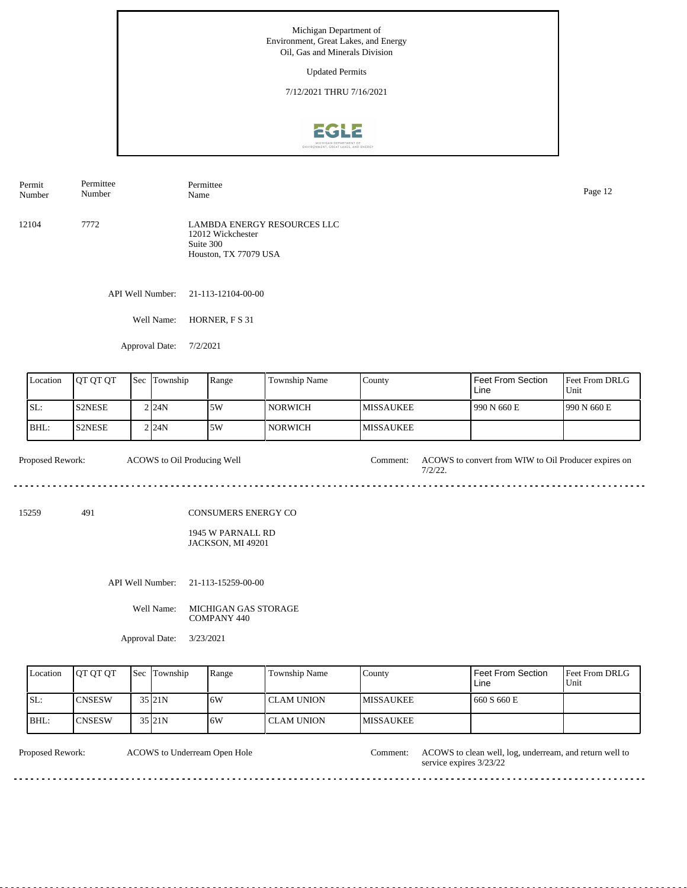Michigan Department of Environment, Great Lakes, and Energy
Oil, Gas and Minerals Division

Updated Permits

7/12/2021 THRU 7/16/2021

| Permit Number | Permittee Number | Permittee Name |
|---|---|---|
| 12104 | 7772 | LAMBDA ENERGY RESOURCES LLC<br>12012 Wickchester<br>Suite 300<br>Houston, TX 77079 USA |

API Well Number: 21-113-12104-00-00

Well Name: HORNER, F S 31

Approval Date: 7/2/2021

| Location | QT QT QT | Sec | Township | Range | Township Name | County | Feet From Section Line | Feet From DRLG Unit |
|---|---|---|---|---|---|---|---|---|
| SL: | S2NESE | 2 | 24N | 5W | NORWICH | MISSAUKEE | 990 N 660 E | 990 N 660 E |
| BHL: | S2NESE | 2 | 24N | 5W | NORWICH | MISSAUKEE | | |

Proposed Rework: ACOWS to Oil Producing Well

Comment: ACOWS to convert from WIW to Oil Producer expires on 7/2/22.

---

| Permit Number | Permittee Number | Permittee Name |
|---|---|---|
| 15259 | 491 | CONSUMERS ENERGY CO<br>1945 W PARNALL RD<br>JACKSON, MI 49201 |

API Well Number: 21-113-15259-00-00

Well Name: MICHIGAN GAS STORAGE COMPANY 440

Approval Date: 3/23/2021

| Location | QT QT QT | Sec | Township | Range | Township Name | County | Feet From Section Line | Feet From DRLG Unit |
|---|---|---|---|---|---|---|---|---|
| SL: | CNSESW | 35 | 21N | 6W | CLAM UNION | MISSAUKEE | 660 S 660 E | |
| BHL: | CNSESW | 35 | 21N | 6W | CLAM UNION | MISSAUKEE | | |

Proposed Rework: ACOWS to Underream Open Hole

Comment: ACOWS to clean well, log, underream, and return well to service expires 3/23/22

---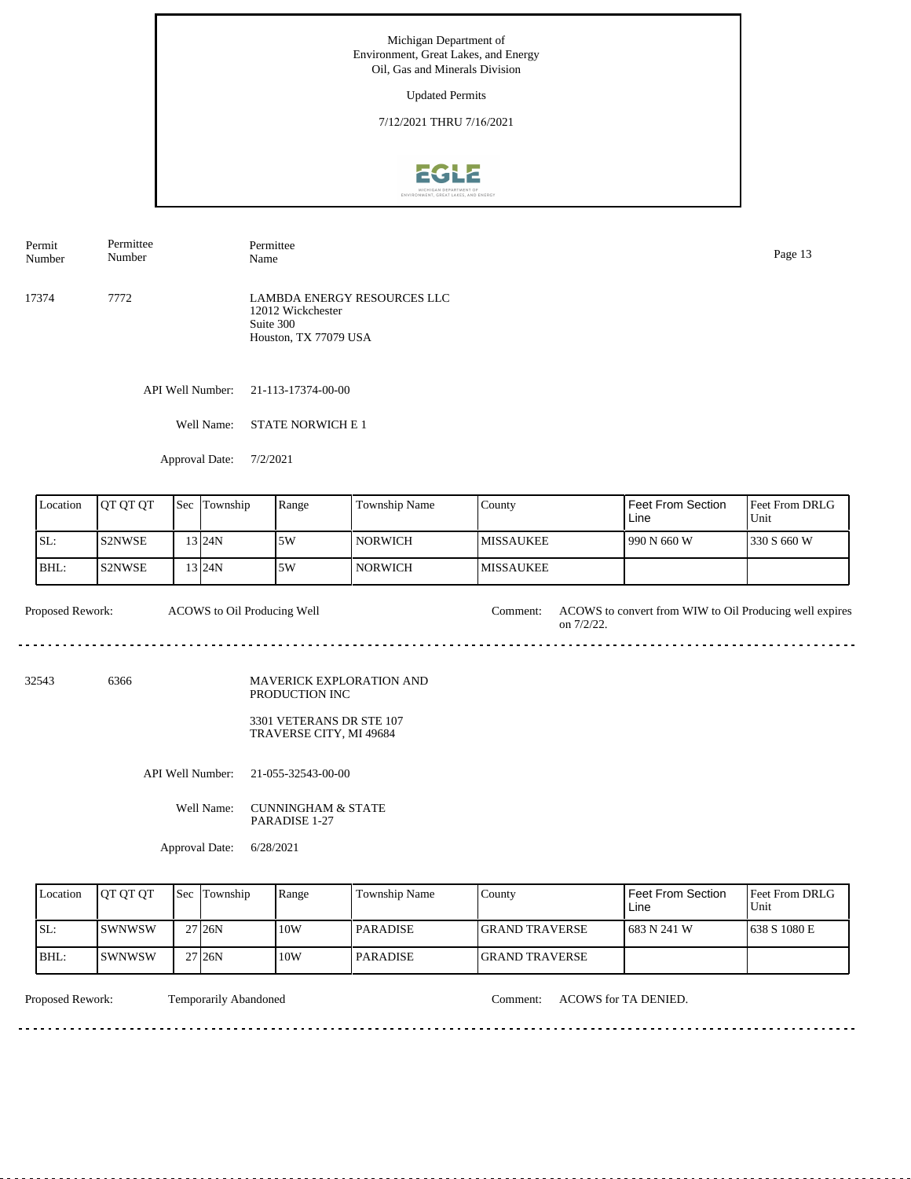Michigan Department of Environment, Great Lakes, and Energy
Oil, Gas and Minerals Division

Updated Permits

7/12/2021 THRU 7/16/2021

| Permit Number | Permittee Number | Permittee Name |
|---|---|---|
| 17374 | 7772 | LAMBDA ENERGY RESOURCES LLC<br>12012 Wickchester<br>Suite 300<br>Houston, TX 77079 USA |

API Well Number: 21-113-17374-00-00

Well Name: STATE NORWICH E 1

Approval Date: 7/2/2021

| Location | QT QT QT | Sec | Township | Range | Township Name | County | Feet From Section Line | Feet From DRLG Unit |
|---|---|---|---|---|---|---|---|---|
| SL: | S2NWSE | 13 | 24N | 5W | NORWICH | MISSAUKEE | 990 N 660 W | 330 S 660 W |
| BHL: | S2NWSE | 13 | 24N | 5W | NORWICH | MISSAUKEE | | |

Proposed Rework: ACOWS to Oil Producing Well

Comment: ACOWS to convert from WIW to Oil Producing well expires on 7/2/22.

---

| Permit Number | Permittee Number | Permittee Name |
|---|---|---|
| 32543 | 6366 | MAVERICK EXPLORATION AND PRODUCTION INC<br>3301 VETERANS DR STE 107<br>TRAVERSE CITY, MI 49684 |

API Well Number: 21-055-32543-00-00

Well Name: CUNNINGHAM & STATE PARADISE 1-27

Approval Date: 6/28/2021

| Location | QT QT QT | Sec | Township | Range | Township Name | County | Feet From Section Line | Feet From DRLG Unit |
|---|---|---|---|---|---|---|---|---|
| SL: | SWNWSW | 27 | 26N | 10W | PARADISE | GRAND TRAVERSE | 683 N 241 W | 638 S 1080 E |
| BHL: | SWNWSW | 27 | 26N | 10W | PARADISE | GRAND TRAVERSE | | |

Proposed Rework: Temporarily Abandoned

Comment: ACOWS for TA DENIED.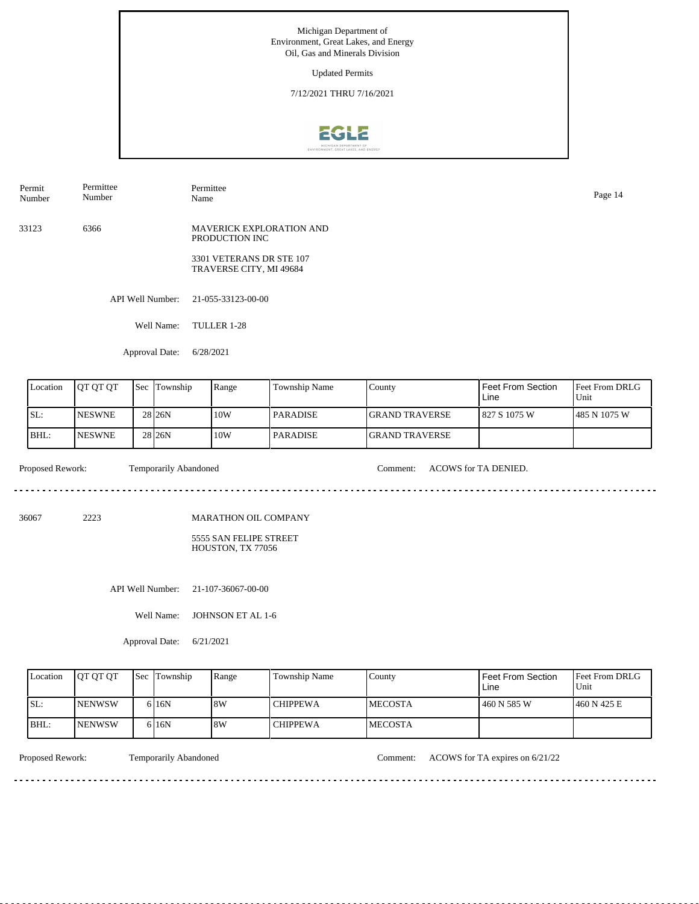Michigan Department of
Environment, Great Lakes, and Energy
Oil, Gas and Minerals Division

Updated Permits

7/12/2021 THRU 7/16/2021

| Permit Number | Permittee Number | Permittee Name |
|---|---|---|
| 33123 | 6366 | MAVERICK EXPLORATION AND PRODUCTION INC<br>3301 VETERANS DR STE 107<br>TRAVERSE CITY, MI 49684 |

API Well Number: 21-055-33123-00-00

Well Name: TULLER 1-28

Approval Date: 6/28/2021

| Location | QT QT QT | Sec | Township | Range | Township Name | County | Feet From Section Line | Feet From DRLG Unit |
|---|---|---|---|---|---|---|---|---|
| SL: | NESWNE | 28 | 26N | 10W | PARADISE | GRAND TRAVERSE | 827 S 1075 W | 485 N 1075 W |
| BHL: | NESWNE | 28 | 26N | 10W | PARADISE | GRAND TRAVERSE | | |

Proposed Rework: Temporarily Abandoned

Comment: ACOWS for TA DENIED.

---

| Permit Number | Permittee Number | Permittee Name |
|---|---|---|
| 36067 | 2223 | MARATHON OIL COMPANY<br>5555 SAN FELIPE STREET<br>HOUSTON, TX 77056 |

API Well Number: 21-107-36067-00-00

Well Name: JOHNSON ET AL 1-6

Approval Date: 6/21/2021

| Location | QT QT QT | Sec | Township | Range | Township Name | County | Feet From Section Line | Feet From DRLG Unit |
|---|---|---|---|---|---|---|---|---|
| SL: | NENWSW | 6 | 16N | 8W | CHIPPEWA | MECOSTA | 460 N 585 W | 460 N 425 E |
| BHL: | NENWSW | 6 | 16N | 8W | CHIPPEWA | MECOSTA | | |

Proposed Rework: Temporarily Abandoned

Comment: ACOWS for TA expires on 6/21/22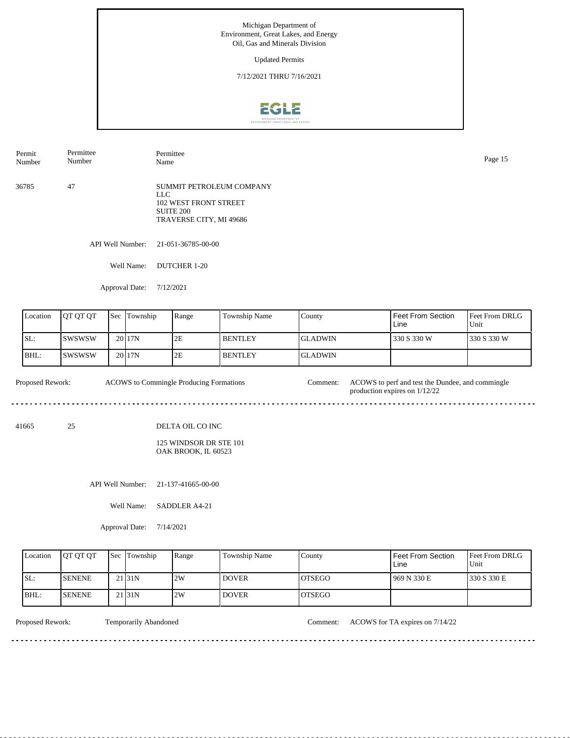Michigan Department of Environment, Great Lakes, and Energy
Oil, Gas and Minerals Division

Updated Permits

7/12/2021 THRU 7/16/2021

| Permit Number | Permittee Number | Permittee Name |
|---|---|---|
| 36785 | 47 | SUMMIT PETROLEUM COMPANY LLC<br>102 WEST FRONT STREET<br>SUITE 200<br>TRAVERSE CITY, MI 49686 |

API Well Number: 21-051-36785-00-00

Well Name: DUTCHER 1-20

Approval Date: 7/12/2021

| Location | QT QT QT | Sec | Township | Range | Township Name | County | Feet From Section Line | Feet From DRLG Unit |
|---|---|---|---|---|---|---|---|---|
| SL: | SWSWSW | 20 | 17N | 2E | BENTLEY | GLADWIN | 330 S 330 W | 330 S 330 W |
| BHL: | SWSWSW | 20 | 17N | 2E | BENTLEY | GLADWIN | | |

Proposed Rework: ACOWS to Commingle Producing Formations

Comment: ACOWS to perf and test the Dundee, and commingle production expires on 1/12/22

---

| Permit Number | Permittee Number | Permittee Name |
|---|---|---|
| 41665 | 25 | DELTA OIL CO INC<br>125 WINDSOR DR STE 101<br>OAK BROOK, IL 60523 |

API Well Number: 21-137-41665-00-00

Well Name: SADDLER A4-21

Approval Date: 7/14/2021

| Location | QT QT QT | Sec | Township | Range | Township Name | County | Feet From Section Line | Feet From DRLG Unit |
|---|---|---|---|---|---|---|---|---|
| SL: | SENENE | 21 | 31N | 2W | DOVER | OTSEGO | 969 N 330 E | 330 S 330 E |
| BHL: | SENENE | 21 | 31N | 2W | DOVER | OTSEGO | | |

Proposed Rework: Temporarily Abandoned

Comment: ACOWS for TA expires on 7/14/22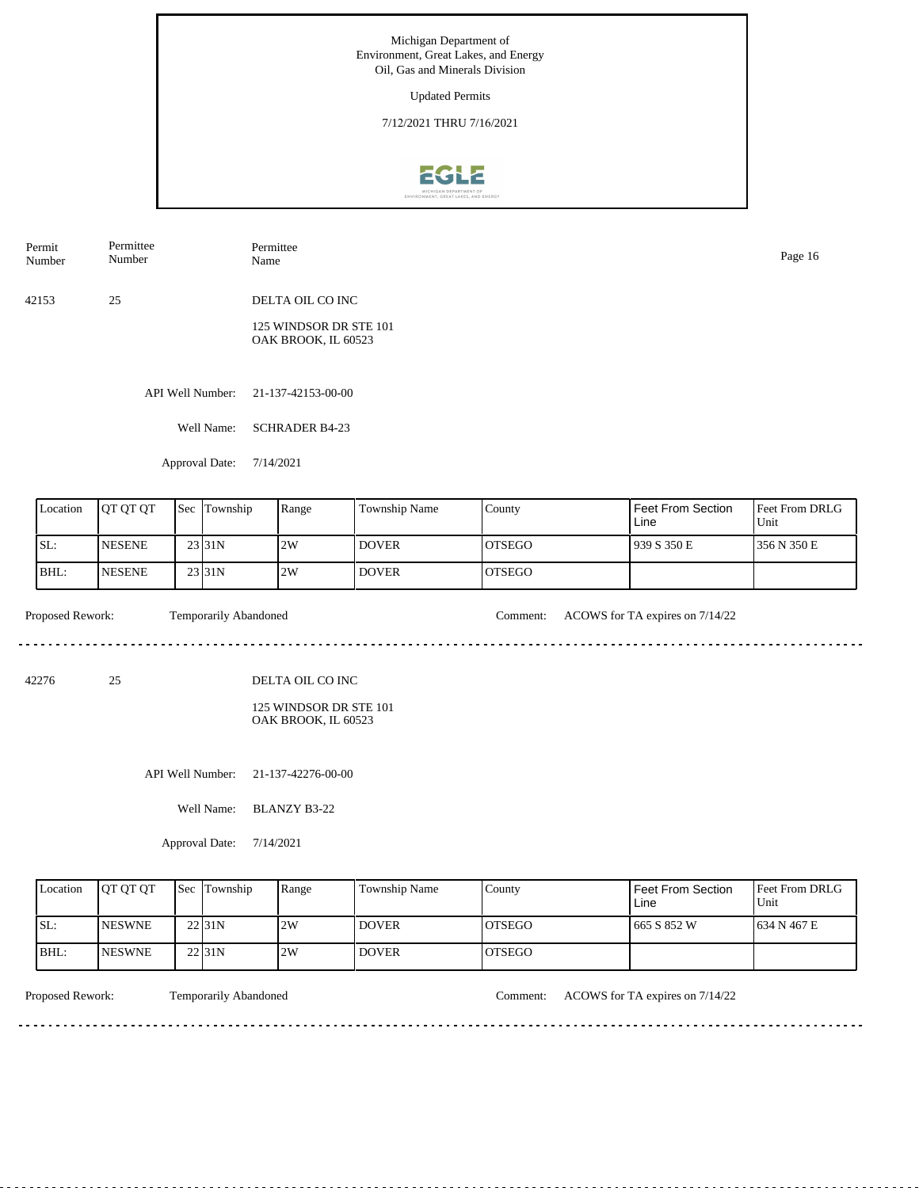Michigan Department of
Environment, Great Lakes, and Energy
Oil, Gas and Minerals Division

Updated Permits

7/12/2021 THRU 7/16/2021

| Permit Number | Permittee Number | Permittee Name |
|---|---|---|
| 42153 | 25 | DELTA OIL CO INC<br>125 WINDSOR DR STE 101<br>OAK BROOK, IL 60523 |

API Well Number: 21-137-42153-00-00

Well Name: SCHRADER B4-23

Approval Date: 7/14/2021

| Location | QT QT QT | Sec | Township | Range | Township Name | County | Feet From Section Line | Feet From DRLG Unit |
|---|---|---|---|---|---|---|---|---|
| SL: | NESENE | 23 | 31N | 2W | DOVER | OTSEGO | 939 S 350 E | 356 N 350 E |
| BHL: | NESENE | 23 | 31N | 2W | DOVER | OTSEGO | | |

Proposed Rework: Temporarily Abandoned

Comment: ACOWS for TA expires on 7/14/22

---

| Permit Number | Permittee Number | Permittee Name |
|---|---|---|
| 42276 | 25 | DELTA OIL CO INC<br>125 WINDSOR DR STE 101<br>OAK BROOK, IL 60523 |

API Well Number: 21-137-42276-00-00

Well Name: BLANZY B3-22

Approval Date: 7/14/2021

| Location | QT QT QT | Sec | Township | Range | Township Name | County | Feet From Section Line | Feet From DRLG Unit |
|---|---|---|---|---|---|---|---|---|
| SL: | NESWNE | 22 | 31N | 2W | DOVER | OTSEGO | 665 S 852 W | 634 N 467 E |
| BHL: | NESWNE | 22 | 31N | 2W | DOVER | OTSEGO | | |

Proposed Rework: Temporarily Abandoned

Comment: ACOWS for TA expires on 7/14/22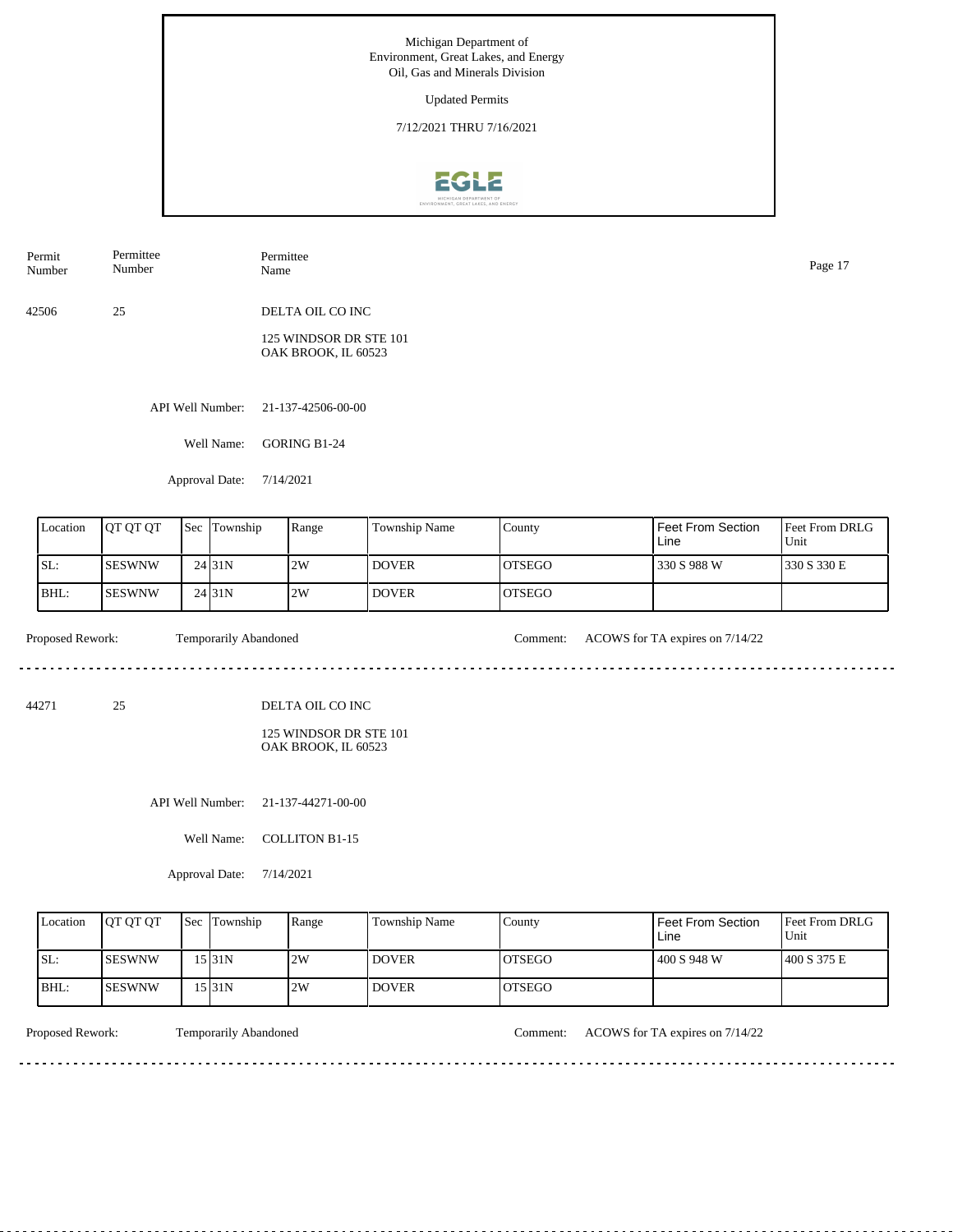Michigan Department of Environment, Great Lakes, and Energy
Oil, Gas and Minerals Division

Updated Permits

7/12/2021 THRU 7/16/2021

| Permit Number | Permittee Number | Permittee Name |
|---|---|---|
| 42506 | 25 | DELTA OIL CO INC<br>125 WINDSOR DR STE 101<br>OAK BROOK, IL 60523 |

API Well Number: 21-137-42506-00-00

Well Name: GORING B1-24

Approval Date: 7/14/2021

| Location | QT QT QT | Sec | Township | Range | Township Name | County | Feet From Section Line | Feet From DRLG Unit |
|---|---|---|---|---|---|---|---|---|
| SL: | SESWNW | 24 | 31N | 2W | DOVER | OTSEGO | 330 S 988 W | 330 S 330 E |
| BHL: | SESWNW | 24 | 31N | 2W | DOVER | OTSEGO | | |

Proposed Rework: Temporarily Abandoned

Comment: ACOWS for TA expires on 7/14/22

---

| Permit Number | Permittee Number | Permittee Name |
|---|---|---|
| 44271 | 25 | DELTA OIL CO INC<br>125 WINDSOR DR STE 101<br>OAK BROOK, IL 60523 |

API Well Number: 21-137-44271-00-00

Well Name: COLLITON B1-15

Approval Date: 7/14/2021

| Location | QT QT QT | Sec | Township | Range | Township Name | County | Feet From Section Line | Feet From DRLG Unit |
|---|---|---|---|---|---|---|---|---|
| SL: | SESWNW | 15 | 31N | 2W | DOVER | OTSEGO | 400 S 948 W | 400 S 375 E |
| BHL: | SESWNW | 15 | 31N | 2W | DOVER | OTSEGO | | |

Proposed Rework: Temporarily Abandoned

Comment: ACOWS for TA expires on 7/14/22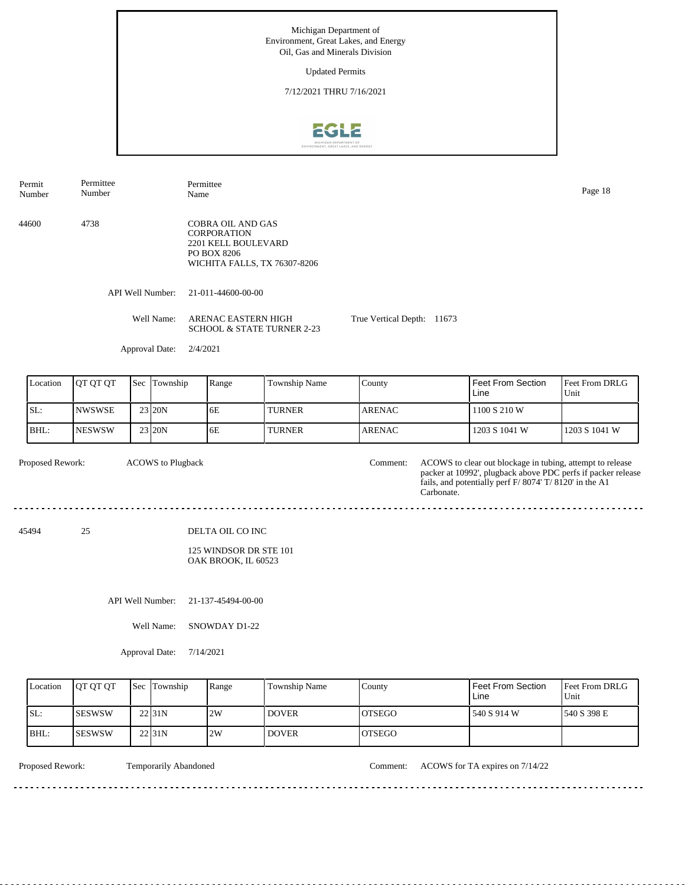Michigan Department of
Environment, Great Lakes, and Energy
Oil, Gas and Minerals Division

Updated Permits

7/12/2021 THRU 7/16/2021

| Permit Number | Permittee Number | Permittee Name |
|---|---|---|

44600 | 4738 | COBRA OIL AND GAS CORPORATION
2201 KELL BOULEVARD
PO BOX 8206
WICHITA FALLS, TX 76307-8206

API Well Number: 21-011-44600-00-00

Well Name: ARENAC EASTERN HIGH SCHOOL & STATE TURNER 2-23

True Vertical Depth: 11673

Approval Date: 2/4/2021

| Location | QT QT QT | Sec | Township | Range | Township Name | County | Feet From Section Line | Feet From DRLG Unit |
|---|---|---|---|---|---|---|---|---|
| SL: | NWSWSE | 23 | 20N | 6E | TURNER | ARENAC | 1100 S 210 W | |
| BHL: | NESWSW | 23 | 20N | 6E | TURNER | ARENAC | 1203 S 1041 W | 1203 S 1041 W |

Proposed Rework: ACOWS to Plugback

Comment: ACOWS to clear out blockage in tubing, attempt to release packer at 10992', plugback above PDC perfs if packer release fails, and potentially perf F/ 8074' T/ 8120' in the A1 Carbonate.

---

45494 | 25 | DELTA OIL CO INC
125 WINDSOR DR STE 101
OAK BROOK, IL 60523

API Well Number: 21-137-45494-00-00

Well Name: SNOWDAY D1-22

Approval Date: 7/14/2021

| Location | QT QT QT | Sec | Township | Range | Township Name | County | Feet From Section Line | Feet From DRLG Unit |
|---|---|---|---|---|---|---|---|---|
| SL: | SESWSW | 22 | 31N | 2W | DOVER | OTSEGO | 540 S 914 W | 540 S 398 E |
| BHL: | SESWSW | 22 | 31N | 2W | DOVER | OTSEGO | | |

Proposed Rework: Temporarily Abandoned

Comment: ACOWS for TA expires on 7/14/22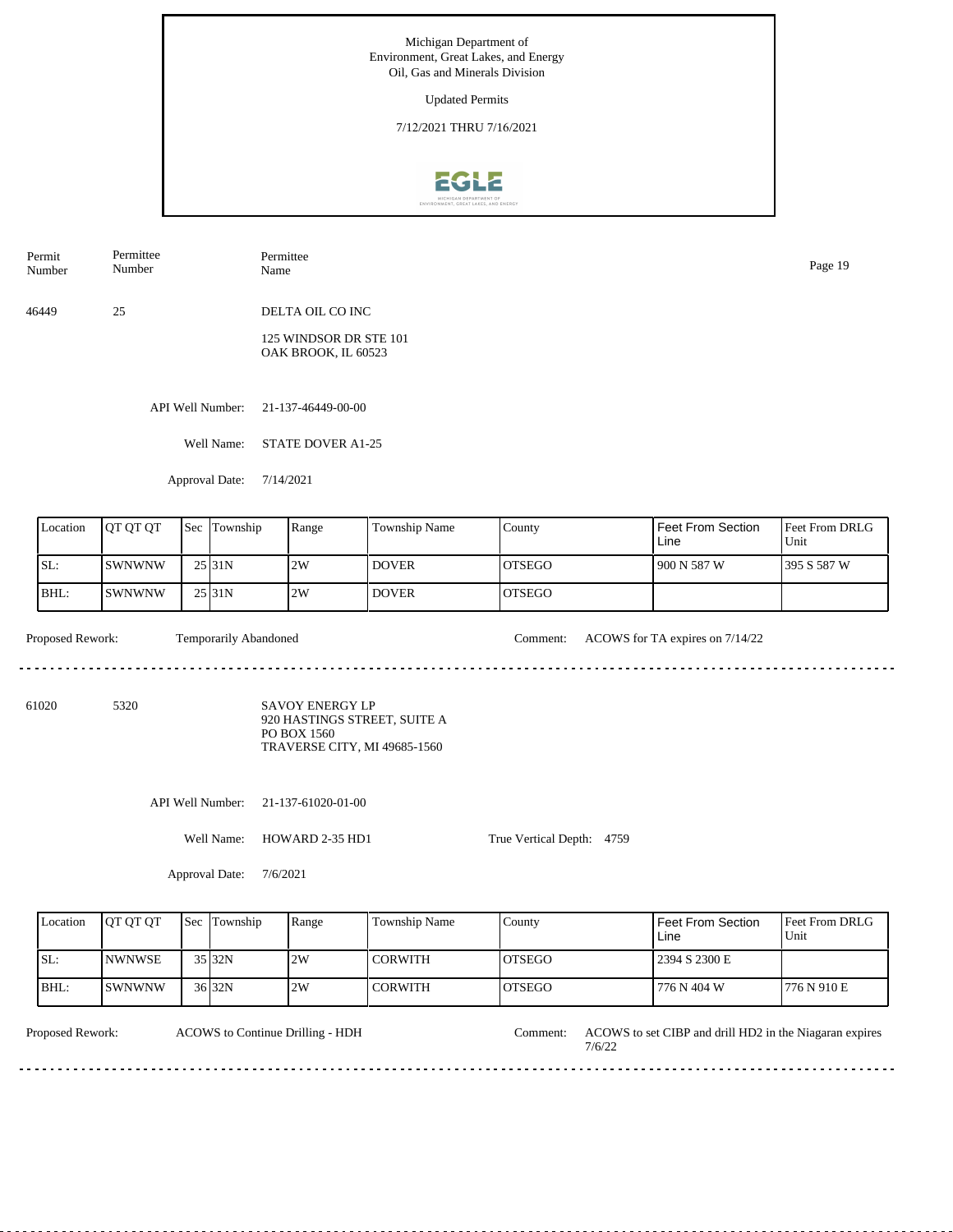Michigan Department of
Environment, Great Lakes, and Energy
Oil, Gas and Minerals Division

Updated Permits

7/12/2021 THRU 7/16/2021

| Permit Number | Permittee Number | Permittee Name |
|---|---|---|
| 46449 | 25 | DELTA OIL CO INC<br>125 WINDSOR DR STE 101<br>OAK BROOK, IL 60523 |

API Well Number: 21-137-46449-00-00

Well Name: STATE DOVER A1-25

Approval Date: 7/14/2021

| Location | QT QT QT | Sec | Township | Range | Township Name | County | Feet From Section Line | Feet From DRLG Unit |
|---|---|---|---|---|---|---|---|---|
| SL: | SWNWNW | 25 | 31N | 2W | DOVER | OTSEGO | 900 N 587 W | 395 S 587 W |
| BHL: | SWNWNW | 25 | 31N | 2W | DOVER | OTSEGO | | |

Proposed Rework: Temporarily Abandoned

Comment: ACOWS for TA expires on 7/14/22

---

| Permit Number | Permittee Number | Permittee Name |
|---|---|---|
| 61020 | 5320 | SAVOY ENERGY LP<br>920 HASTINGS STREET, SUITE A<br>PO BOX 1560<br>TRAVERSE CITY, MI 49685-1560 |

API Well Number: 21-137-61020-01-00

Well Name: HOWARD 2-35 HD1

True Vertical Depth: 4759

Approval Date: 7/6/2021

| Location | QT QT QT | Sec | Township | Range | Township Name | County | Feet From Section Line | Feet From DRLG Unit |
|---|---|---|---|---|---|---|---|---|
| SL: | NWNWSE | 35 | 32N | 2W | CORWITH | OTSEGO | 2394 S 2300 E | |
| BHL: | SWNWNW | 36 | 32N | 2W | CORWITH | OTSEGO | 776 N 404 W | 776 N 910 E |

Proposed Rework: ACOWS to Continue Drilling - HDH

Comment: ACOWS to set CIBP and drill HD2 in the Niagaran expires 7/6/22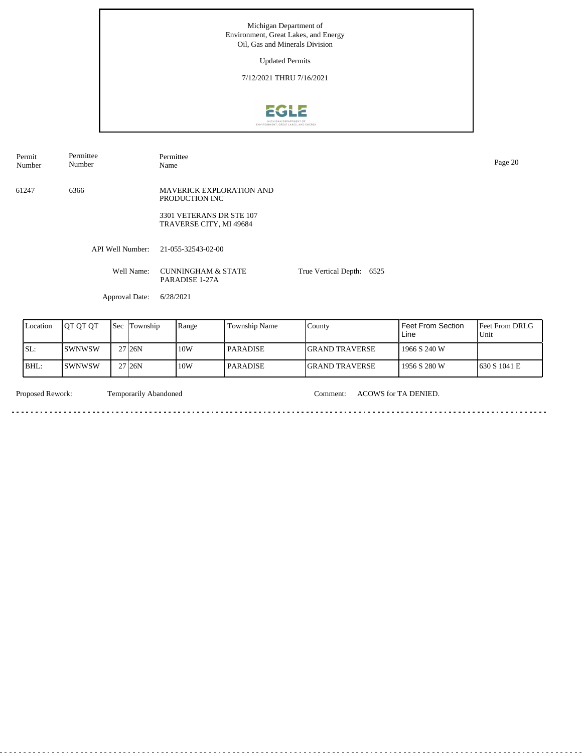Michigan Department of
Environment, Great Lakes, and Energy
Oil, Gas and Minerals Division

Updated Permits

7/12/2021 THRU 7/16/2021

| Permit Number | Permittee Number | Permittee Name |
|---|---|---|
| 61247 | 6366 | MAVERICK EXPLORATION AND PRODUCTION INC<br>3301 VETERANS DR STE 107<br>TRAVERSE CITY, MI 49684 |

API Well Number: 21-055-32543-02-00

Well Name: CUNNINGHAM & STATE PARADISE 1-27A

True Vertical Depth: 6525

Approval Date: 6/28/2021

| Location | QT QT QT | Sec | Township | Range | Township Name | County | Feet From Section Line | Feet From DRLG Unit |
|---|---|---|---|---|---|---|---|---|
| SL: | SWNWSW | 27 | 26N | 10W | PARADISE | GRAND TRAVERSE | 1966 S 240 W | |
| BHL: | SWNWSW | 27 | 26N | 10W | PARADISE | GRAND TRAVERSE | 1956 S 280 W | 630 S 1041 E |

Proposed Rework: Temporarily Abandoned

Comment: ACOWS for TA DENIED.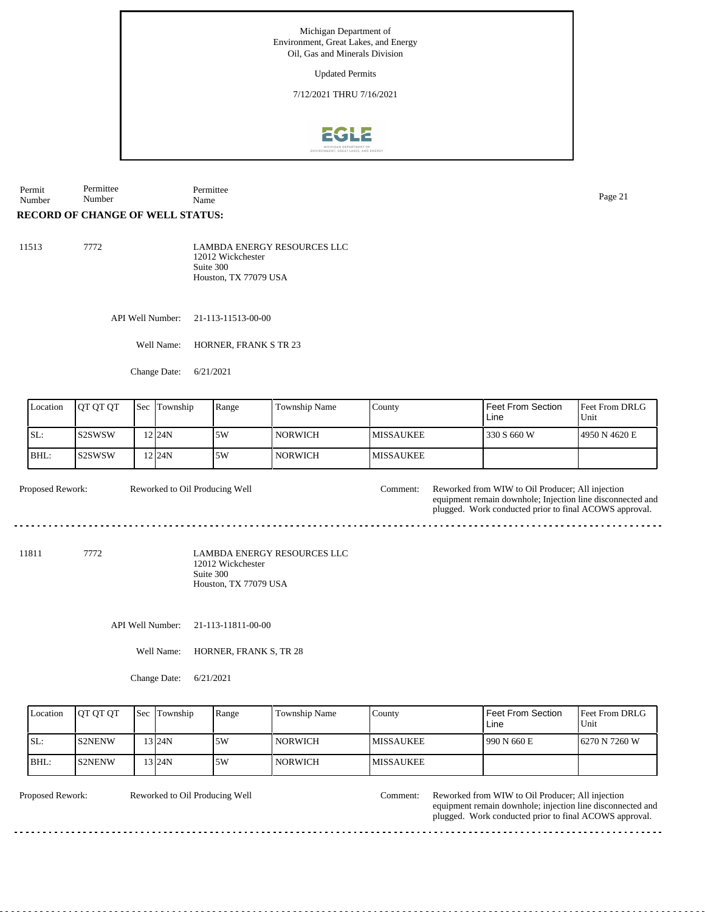Michigan Department of Environment, Great Lakes, and Energy
Oil, Gas and Minerals Division

Updated Permits

7/12/2021 THRU 7/16/2021

| Permit Number | Permittee Number | Permittee Name |
|---|---|---|

**RECORD OF CHANGE OF WELL STATUS:**

11513 7772 LAMBDA ENERGY RESOURCES LLC
12012 Wickchester
Suite 300
Houston, TX 77079 USA

API Well Number: 21-113-11513-00-00

Well Name: HORNER, FRANK S TR 23

Change Date: 6/21/2021

| Location | QT QT QT | Sec | Township | Range | Township Name | County | Feet From Section Line | Feet From DRLG Unit |
|---|---|---|---|---|---|---|---|---|
| SL: | S2SWSW | 12 | 24N | 5W | NORWICH | MISSAUKEE | 330 S 660 W | 4950 N 4620 E |
| BHL: | S2SWSW | 12 | 24N | 5W | NORWICH | MISSAUKEE | | |

Proposed Rework: Reworked to Oil Producing Well

Comment: Reworked from WIW to Oil Producer; All injection equipment remain downhole; Injection line disconnected and plugged. Work conducted prior to final ACOWS approval.

---

11811 7772 LAMBDA ENERGY RESOURCES LLC
12012 Wickchester
Suite 300
Houston, TX 77079 USA

API Well Number: 21-113-11811-00-00

Well Name: HORNER, FRANK S, TR 28

Change Date: 6/21/2021

| Location | QT QT QT | Sec | Township | Range | Township Name | County | Feet From Section Line | Feet From DRLG Unit |
|---|---|---|---|---|---|---|---|---|
| SL: | S2NENW | 13 | 24N | 5W | NORWICH | MISSAUKEE | 990 N 660 E | 6270 N 7260 W |
| BHL: | S2NENW | 13 | 24N | 5W | NORWICH | MISSAUKEE | | |

Proposed Rework: Reworked to Oil Producing Well

Comment: Reworked from WIW to Oil Producer; All injection equipment remain downhole; injection line disconnected and plugged. Work conducted prior to final ACOWS approval.

---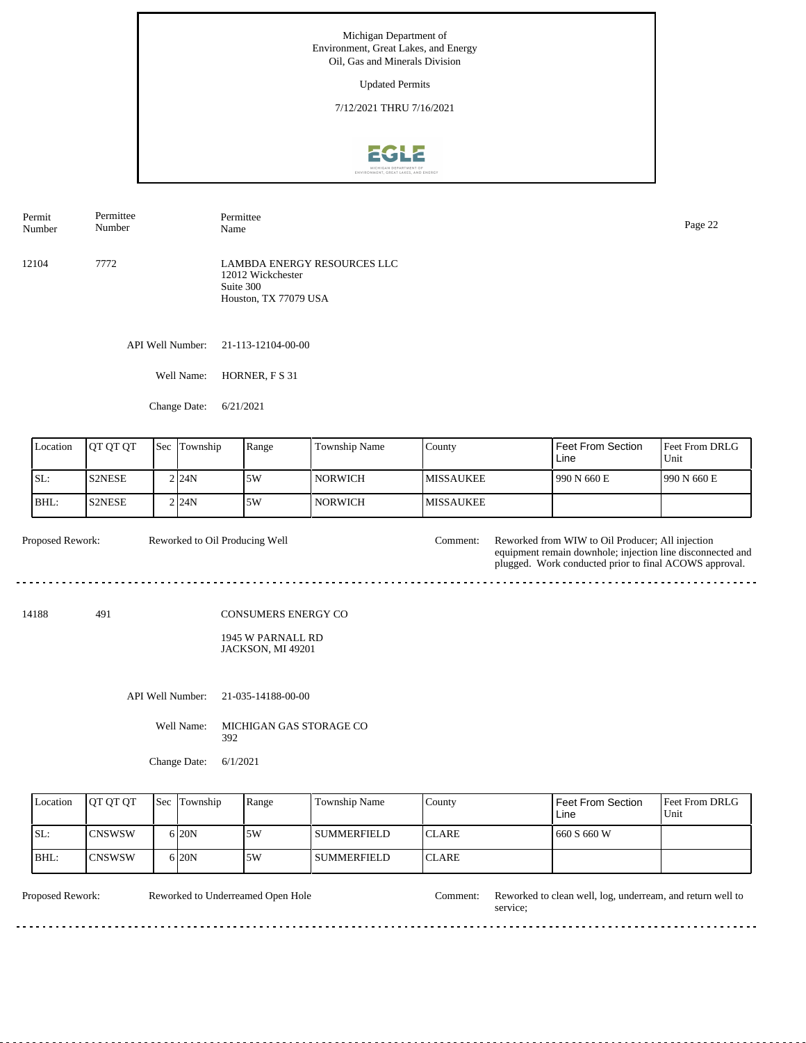Michigan Department of
Environment, Great Lakes, and Energy
Oil, Gas and Minerals Division

Updated Permits

7/12/2021 THRU 7/16/2021

| Permit Number | Permittee Number | Permittee Name |
|---|---|---|
| 12104 | 7772 | LAMBDA ENERGY RESOURCES LLC<br>12012 Wickchester<br>Suite 300<br>Houston, TX 77079 USA |

API Well Number: 21-113-12104-00-00

Well Name: HORNER, F S 31

Change Date: 6/21/2021

| Location | QT QT QT | Sec | Township | Range | Township Name | County | Feet From Section Line | Feet From DRLG Unit |
|---|---|---|---|---|---|---|---|---|
| SL: | S2NESE | 2 | 24N | 5W | NORWICH | MISSAUKEE | 990 N 660 E | 990 N 660 E |
| BHL: | S2NESE | 2 | 24N | 5W | NORWICH | MISSAUKEE | | |

Proposed Rework: Reworked to Oil Producing Well

Comment: Reworked from WIW to Oil Producer; All injection equipment remain downhole; injection line disconnected and plugged. Work conducted prior to final ACOWS approval.

---

| Permit Number | Permittee Number | Permittee Name |
|---|---|---|
| 14188 | 491 | CONSUMERS ENERGY CO<br>1945 W PARNALL RD<br>JACKSON, MI 49201 |

API Well Number: 21-035-14188-00-00

Well Name: MICHIGAN GAS STORAGE CO 392

Change Date: 6/1/2021

| Location | QT QT QT | Sec | Township | Range | Township Name | County | Feet From Section Line | Feet From DRLG Unit |
|---|---|---|---|---|---|---|---|---|
| SL: | CNSWSW | 6 | 20N | 5W | SUMMERFIELD | CLARE | 660 S 660 W | |
| BHL: | CNSWSW | 6 | 20N | 5W | SUMMERFIELD | CLARE | | |

Proposed Rework: Reworked to Underreamed Open Hole

Comment: Reworked to clean well, log, underream, and return well to service;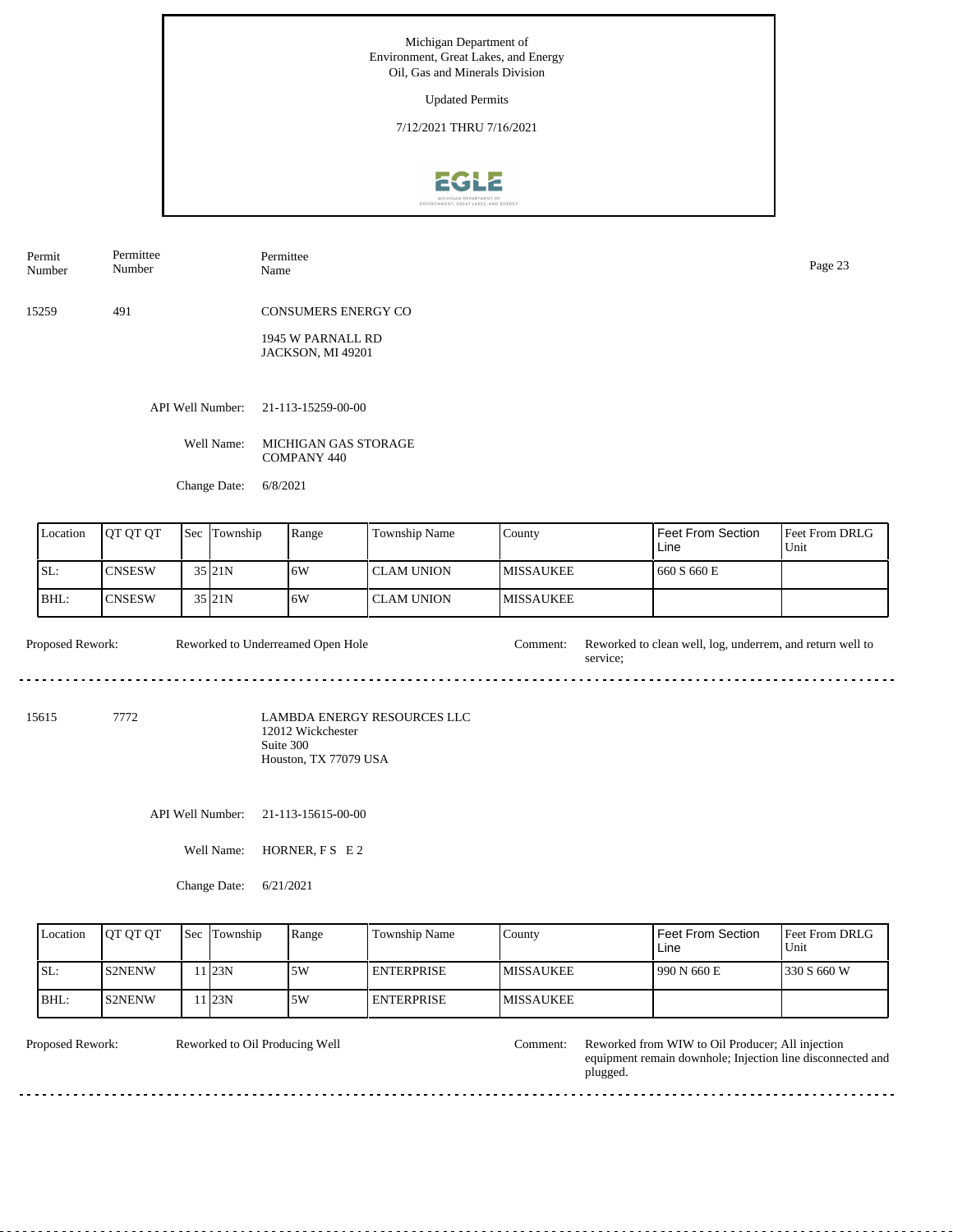Michigan Department of Environment, Great Lakes, and Energy
Oil, Gas and Minerals Division

Updated Permits

7/12/2021 THRU 7/16/2021

| Permit Number | Permittee Number | Permittee Name |
|---|---|---|
| 15259 | 491 | CONSUMERS ENERGY CO<br>1945 W PARNALL RD<br>JACKSON, MI 49201 |

API Well Number: 21-113-15259-00-00

Well Name: MICHIGAN GAS STORAGE COMPANY 440

Change Date: 6/8/2021

| Location | QT QT QT | Sec | Township | Range | Township Name | County | Feet From Section Line | Feet From DRLG Unit |
|---|---|---|---|---|---|---|---|---|
| SL: | CNSESW | 35 | 21N | 6W | CLAM UNION | MISSAUKEE | 660 S 660 E | |
| BHL: | CNSESW | 35 | 21N | 6W | CLAM UNION | MISSAUKEE | | |

Proposed Rework: Reworked to Underreamed Open Hole

Comment: Reworked to clean well, log, underrem, and return well to service;

---

| Permit Number | Permittee Number | Permittee Name |
|---|---|---|
| 15615 | 7772 | LAMBDA ENERGY RESOURCES LLC<br>12012 Wickchester<br>Suite 300<br>Houston, TX 77079 USA |

API Well Number: 21-113-15615-00-00

Well Name: HORNER, F S E 2

Change Date: 6/21/2021

| Location | QT QT QT | Sec | Township | Range | Township Name | County | Feet From Section Line | Feet From DRLG Unit |
|---|---|---|---|---|---|---|---|---|
| SL: | S2NENW | 11 | 23N | 5W | ENTERPRISE | MISSAUKEE | 990 N 660 E | 330 S 660 W |
| BHL: | S2NENW | 11 | 23N | 5W | ENTERPRISE | MISSAUKEE | | |

Proposed Rework: Reworked to Oil Producing Well

Comment: Reworked from WIW to Oil Producer; All injection equipment remain downhole; Injection line disconnected and plugged.

---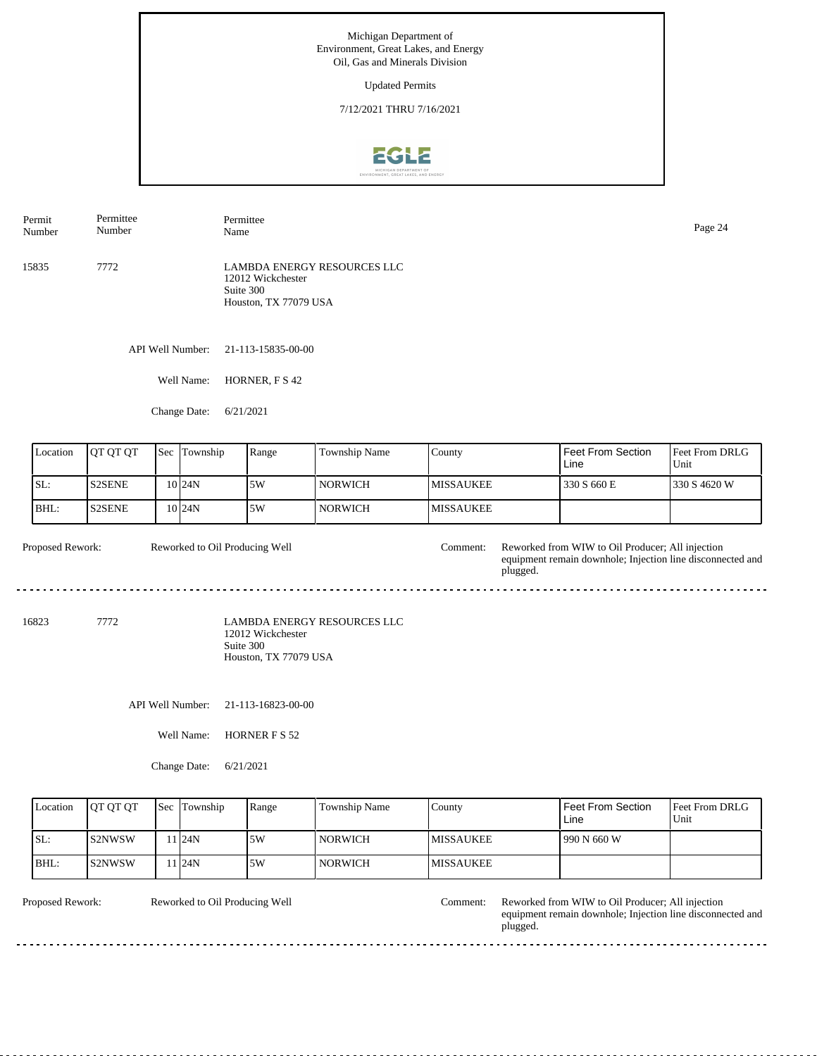Michigan Department of Environment, Great Lakes, and Energy
Oil, Gas and Minerals Division

Updated Permits

7/12/2021 THRU 7/16/2021

| Permit Number | Permittee Number | Permittee Name |
|---|---|---|
| 15835 | 7772 | LAMBDA ENERGY RESOURCES LLC<br>12012 Wickchester<br>Suite 300<br>Houston, TX 77079 USA |

API Well Number: 21-113-15835-00-00

Well Name: HORNER, F S 42

Change Date: 6/21/2021

| Location | QT QT QT | Sec | Township | Range | Township Name | County | Feet From Section Line | Feet From DRLG Unit |
|---|---|---|---|---|---|---|---|---|
| SL: | S2SENE | 10 | 24N | 5W | NORWICH | MISSAUKEE | 330 S 660 E | 330 S 4620 W |
| BHL: | S2SENE | 10 | 24N | 5W | NORWICH | MISSAUKEE | | |

Proposed Rework: Reworked to Oil Producing Well

Comment: Reworked from WIW to Oil Producer; All injection equipment remain downhole; Injection line disconnected and plugged.

---

| Permit Number | Permittee Number | Permittee Name |
|---|---|---|
| 16823 | 7772 | LAMBDA ENERGY RESOURCES LLC<br>12012 Wickchester<br>Suite 300<br>Houston, TX 77079 USA |

API Well Number: 21-113-16823-00-00

Well Name: HORNER F S 52

Change Date: 6/21/2021

| Location | QT QT QT | Sec | Township | Range | Township Name | County | Feet From Section Line | Feet From DRLG Unit |
|---|---|---|---|---|---|---|---|---|
| SL: | S2NWSW | 11 | 24N | 5W | NORWICH | MISSAUKEE | 990 N 660 W | |
| BHL: | S2NWSW | 11 | 24N | 5W | NORWICH | MISSAUKEE | | |

Proposed Rework: Reworked to Oil Producing Well

Comment: Reworked from WIW to Oil Producer; All injection equipment remain downhole; Injection line disconnected and plugged.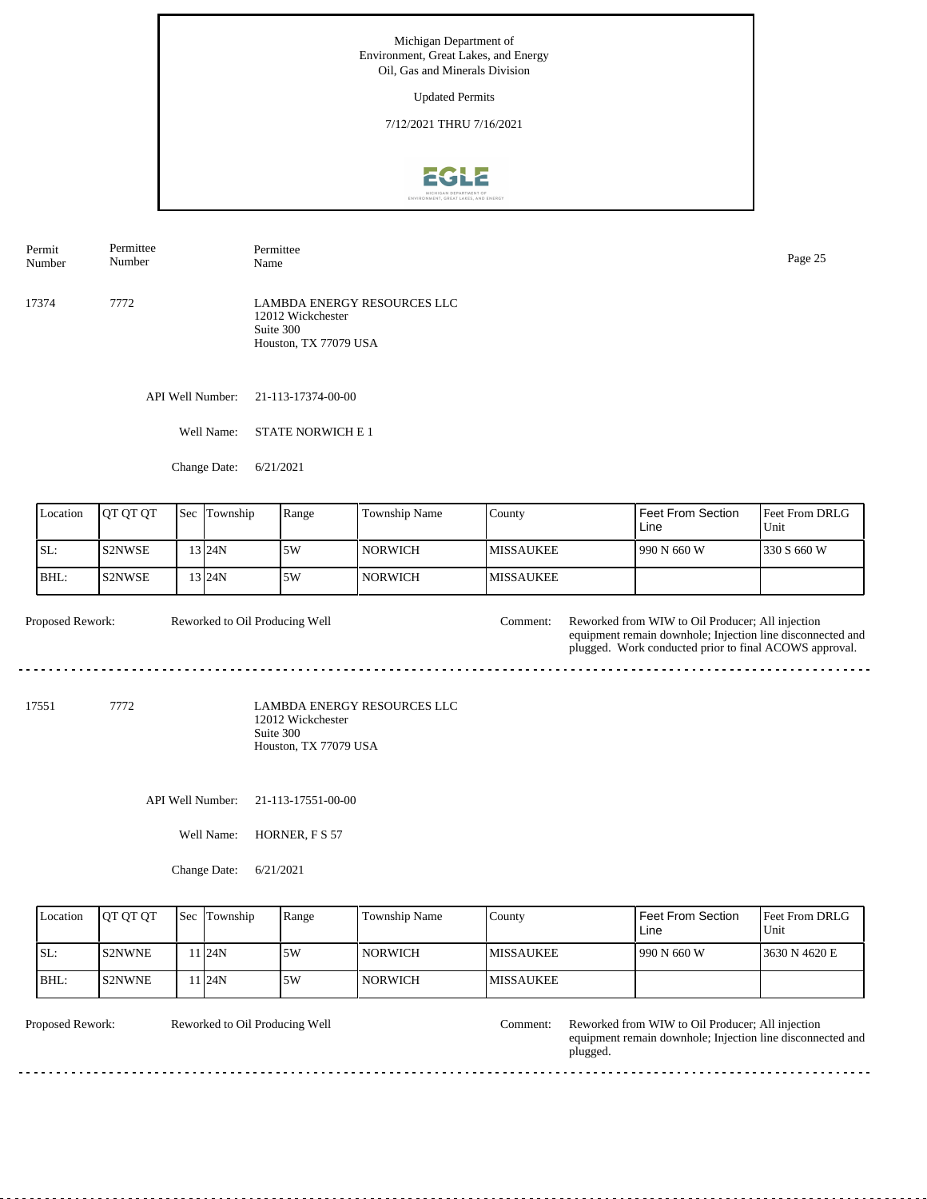Michigan Department of Environment, Great Lakes, and Energy
Oil, Gas and Minerals Division

Updated Permits

7/12/2021 THRU 7/16/2021

| Permit Number | Permittee Number | Permittee Name |
|---|---|---|
| 17374 | 7772 | LAMBDA ENERGY RESOURCES LLC<br>12012 Wickchester<br>Suite 300<br>Houston, TX 77079 USA |

API Well Number: 21-113-17374-00-00

Well Name: STATE NORWICH E 1

Change Date: 6/21/2021

| Location | QT QT QT | Sec | Township | Range | Township Name | County | Feet From Section Line | Feet From DRLG Unit |
|---|---|---|---|---|---|---|---|---|
| SL: | S2NWSE | 13 | 24N | 5W | NORWICH | MISSAUKEE | 990 N 660 W | 330 S 660 W |
| BHL: | S2NWSE | 13 | 24N | 5W | NORWICH | MISSAUKEE | | |

Proposed Rework: Reworked to Oil Producing Well

Comment: Reworked from WIW to Oil Producer; All injection equipment remain downhole; Injection line disconnected and plugged. Work conducted prior to final ACOWS approval.

---

| Permit Number | Permittee Number | Permittee Name |
|---|---|---|
| 17551 | 7772 | LAMBDA ENERGY RESOURCES LLC<br>12012 Wickchester<br>Suite 300<br>Houston, TX 77079 USA |

API Well Number: 21-113-17551-00-00

Well Name: HORNER, F S 57

Change Date: 6/21/2021

| Location | QT QT QT | Sec | Township | Range | Township Name | County | Feet From Section Line | Feet From DRLG Unit |
|---|---|---|---|---|---|---|---|---|
| SL: | S2NWNE | 11 | 24N | 5W | NORWICH | MISSAUKEE | 990 N 660 W | 3630 N 4620 E |
| BHL: | S2NWNE | 11 | 24N | 5W | NORWICH | MISSAUKEE | | |

Proposed Rework: Reworked to Oil Producing Well

Comment: Reworked from WIW to Oil Producer; All injection equipment remain downhole; Injection line disconnected and plugged.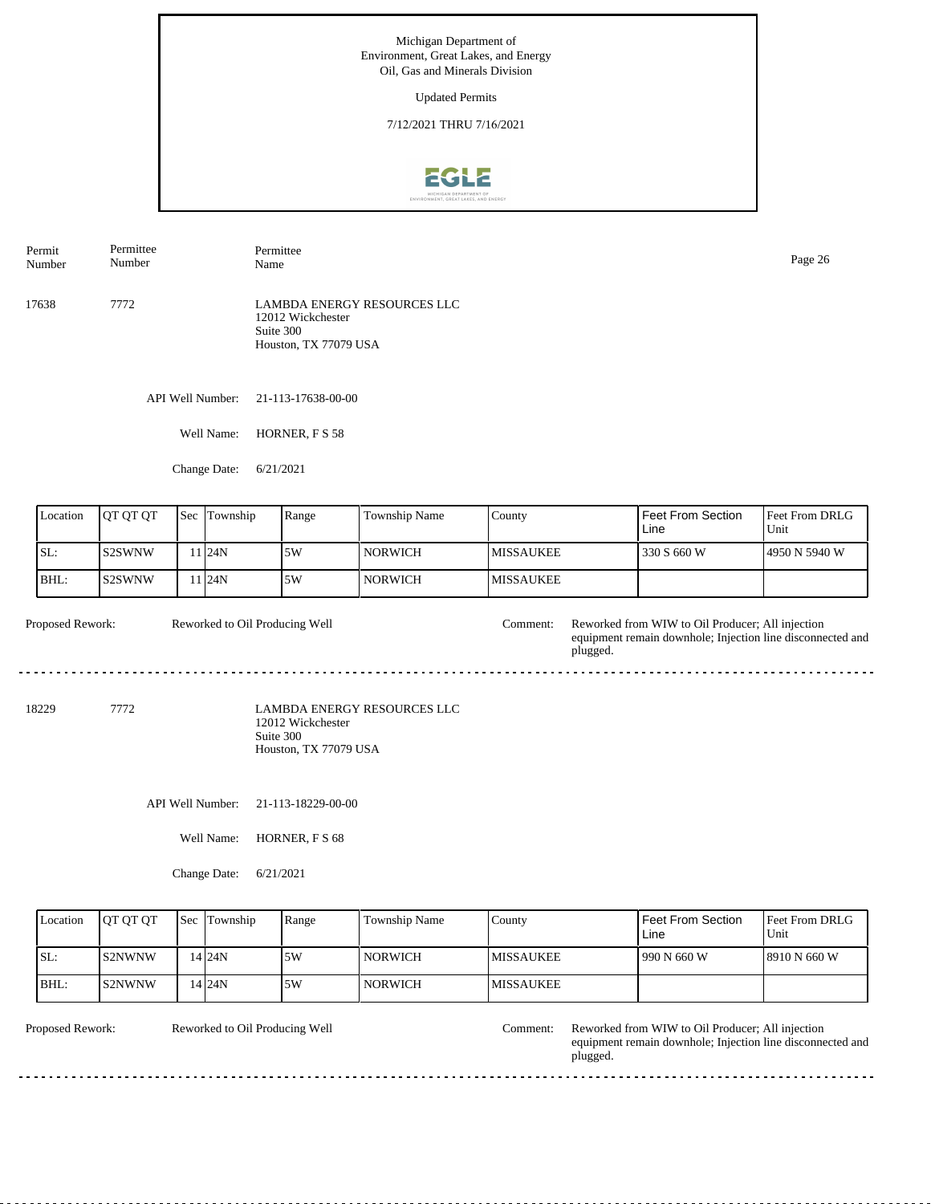Michigan Department of
Environment, Great Lakes, and Energy
Oil, Gas and Minerals Division

Updated Permits

7/12/2021 THRU 7/16/2021

| Permit Number | Permittee Number | Permittee Name |
|---|---|---|
| 17638 | 7772 | LAMBDA ENERGY RESOURCES LLC<br>12012 Wickchester<br>Suite 300<br>Houston, TX 77079 USA |

API Well Number: 21-113-17638-00-00

Well Name: HORNER, F S 58

Change Date: 6/21/2021

| Location | QT QT QT | Sec | Township | Range | Township Name | County | Feet From Section Line | Feet From DRLG Unit |
|---|---|---|---|---|---|---|---|---|
| SL: | S2SWNW | 11 | 24N | 5W | NORWICH | MISSAUKEE | 330 S 660 W | 4950 N 5940 W |
| BHL: | S2SWNW | 11 | 24N | 5W | NORWICH | MISSAUKEE | | |

Proposed Rework: Reworked to Oil Producing Well

Comment: Reworked from WIW to Oil Producer; All injection equipment remain downhole; Injection line disconnected and plugged.

---

| Permit Number | Permittee Number | Permittee Name |
|---|---|---|
| 18229 | 7772 | LAMBDA ENERGY RESOURCES LLC<br>12012 Wickchester<br>Suite 300<br>Houston, TX 77079 USA |

API Well Number: 21-113-18229-00-00

Well Name: HORNER, F S 68

Change Date: 6/21/2021

| Location | QT QT QT | Sec | Township | Range | Township Name | County | Feet From Section Line | Feet From DRLG Unit |
|---|---|---|---|---|---|---|---|---|
| SL: | S2NWNW | 14 | 24N | 5W | NORWICH | MISSAUKEE | 990 N 660 W | 8910 N 660 W |
| BHL: | S2NWNW | 14 | 24N | 5W | NORWICH | MISSAUKEE | | |

Proposed Rework: Reworked to Oil Producing Well

Comment: Reworked from WIW to Oil Producer; All injection equipment remain downhole; Injection line disconnected and plugged.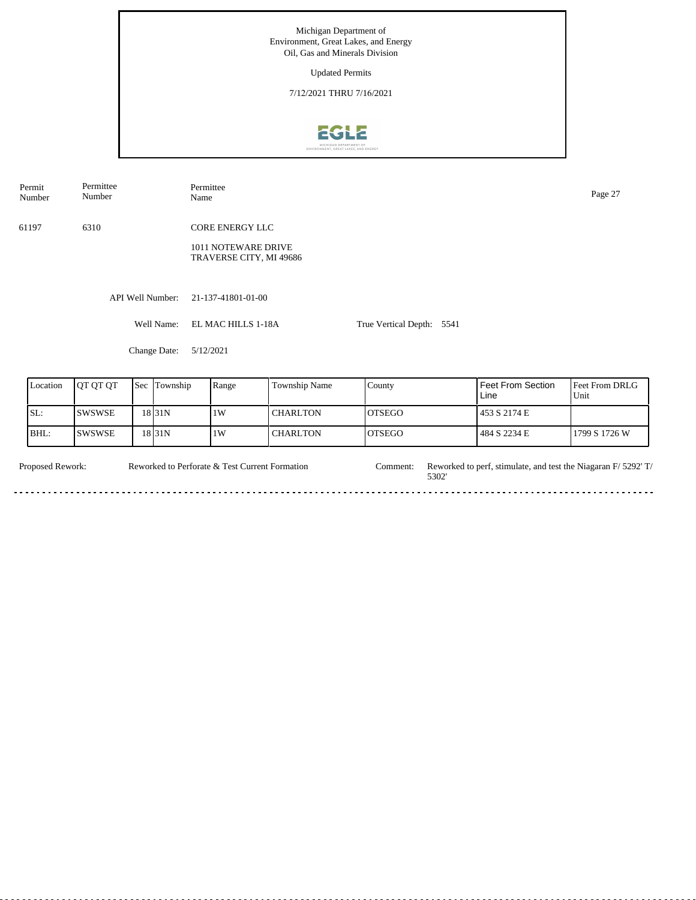Michigan Department of
Environment, Great Lakes, and Energy
Oil, Gas and Minerals Division

Updated Permits

7/12/2021 THRU 7/16/2021

| Permit Number | Permittee Number | Permittee Name |
|---|---|---|
| 61197 | 6310 | CORE ENERGY LLC |
| | | 1011 NOTEWARE DRIVE<br>TRAVERSE CITY, MI 49686 |

API Well Number: 21-137-41801-01-00

Well Name: EL MAC HILLS 1-18A

True Vertical Depth: 5541

Change Date: 5/12/2021

| Location | QT QT QT | Sec | Township | Range | Township Name | County | Feet From Section Line | Feet From DRLG Unit |
|---|---|---|---|---|---|---|---|---|
| SL: | SWSWSE | 18 | 31N | 1W | CHARLTON | OTSEGO | 453 S 2174 E | |
| BHL: | SWSWSE | 18 | 31N | 1W | CHARLTON | OTSEGO | 484 S 2234 E | 1799 S 1726 W |

Proposed Rework: Reworked to Perforate & Test Current Formation

Comment: Reworked to perf, stimulate, and test the Niagaran F/ 5292' T/ 5302'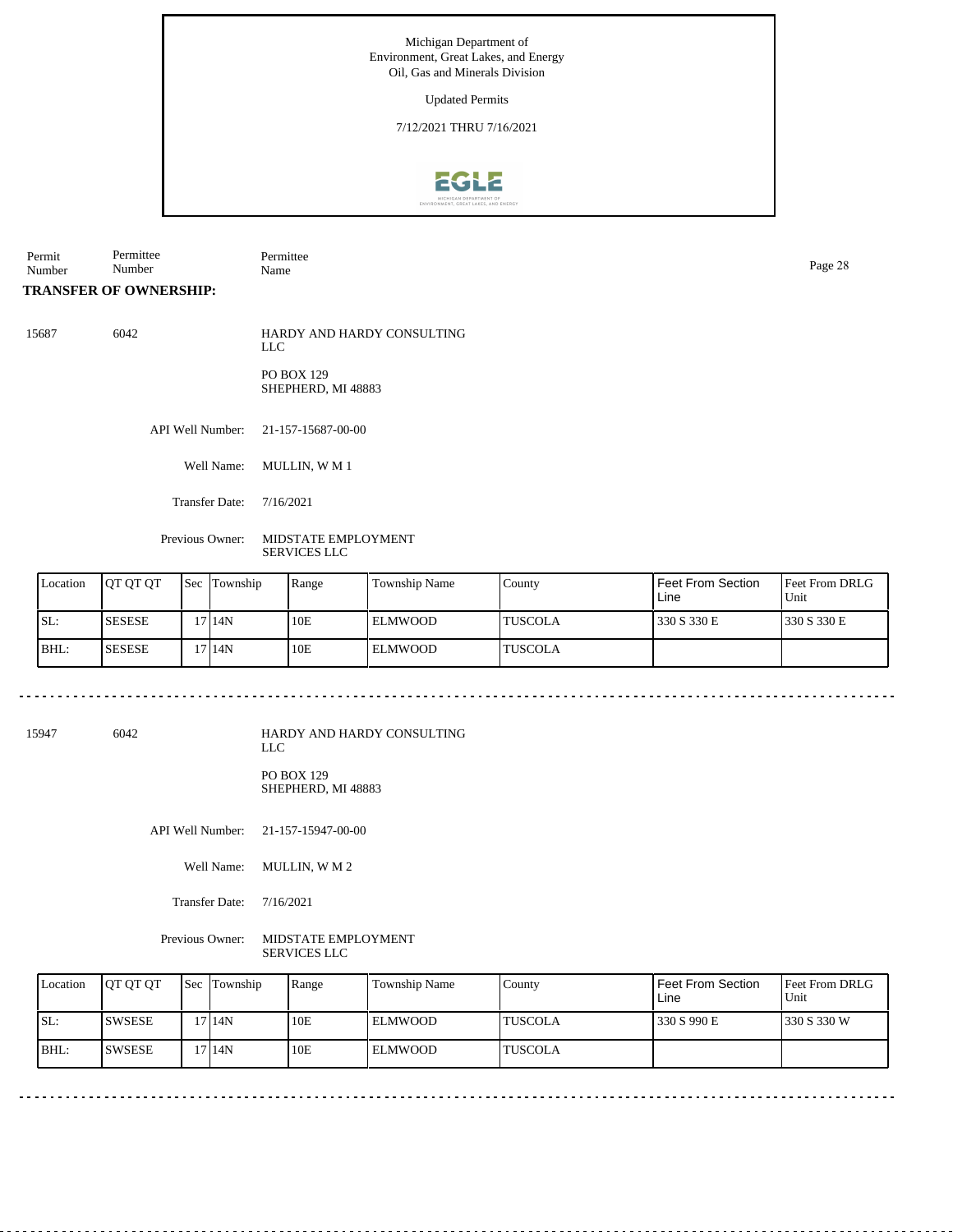Michigan Department of
Environment, Great Lakes, and Energy
Oil, Gas and Minerals Division

Updated Permits

7/12/2021 THRU 7/16/2021

| Permit Number | Permittee Number | Permittee Name |
|---|---|---|

**TRANSFER OF OWNERSHIP:**

15687 6042 HARDY AND HARDY CONSULTING LLC

PO BOX 129
SHEPHERD, MI 48883

API Well Number: 21-157-15687-00-00

Well Name: MULLIN, W M 1

Transfer Date: 7/16/2021

Previous Owner: MIDSTATE EMPLOYMENT SERVICES LLC

| Location | QT QT QT | Sec | Township | Range | Township Name | County | Feet From Section Line | Feet From DRLG Unit |
|---|---|---|---|---|---|---|---|---|
| SL: | SESESE | 17 | 14N | 10E | ELMWOOD | TUSCOLA | 330 S 330 E | 330 S 330 E |
| BHL: | SESESE | 17 | 14N | 10E | ELMWOOD | TUSCOLA | | |

---

15947 6042 HARDY AND HARDY CONSULTING LLC

PO BOX 129
SHEPHERD, MI 48883

API Well Number: 21-157-15947-00-00

Well Name: MULLIN, W M 2

Transfer Date: 7/16/2021

Previous Owner: MIDSTATE EMPLOYMENT SERVICES LLC

| Location | QT QT QT | Sec | Township | Range | Township Name | County | Feet From Section Line | Feet From DRLG Unit |
|---|---|---|---|---|---|---|---|---|
| SL: | SWSESE | 17 | 14N | 10E | ELMWOOD | TUSCOLA | 330 S 990 E | 330 S 330 W |
| BHL: | SWSESE | 17 | 14N | 10E | ELMWOOD | TUSCOLA | | |